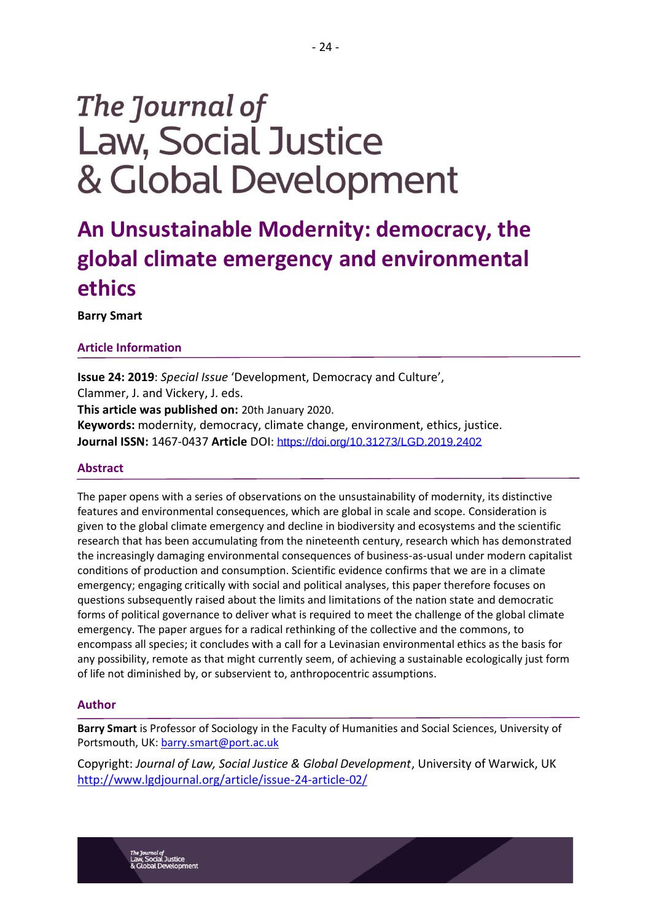*The Journal of*
Law, Social Justice
& Global Development

# An Unsustainable Modernity: democracy, the global climate emergency and environmental ethics

**Barry Smart**

## Article Information

**Issue 24: 2019**: *Special Issue* 'Development, Democracy and Culture',
Clammer, J. and Vickery, J. eds.
**This article was published on:** 20th January 2020.
**Keywords:** modernity, democracy, climate change, environment, ethics, justice.
**Journal ISSN:** 1467-0437 **Article** DOI: https://doi.org/10.31273/LGD.2019.2402

## Abstract

The paper opens with a series of observations on the unsustainability of modernity, its distinctive features and environmental consequences, which are global in scale and scope. Consideration is given to the global climate emergency and decline in biodiversity and ecosystems and the scientific research that has been accumulating from the nineteenth century, research which has demonstrated the increasingly damaging environmental consequences of business-as-usual under modern capitalist conditions of production and consumption. Scientific evidence confirms that we are in a climate emergency; engaging critically with social and political analyses, this paper therefore focuses on questions subsequently raised about the limits and limitations of the nation state and democratic forms of political governance to deliver what is required to meet the challenge of the global climate emergency. The paper argues for a radical rethinking of the collective and the commons, to encompass all species; it concludes with a call for a Levinasian environmental ethics as the basis for any possibility, remote as that might currently seem, of achieving a sustainable ecologically just form of life not diminished by, or subservient to, anthropocentric assumptions.

## Author

**Barry Smart** is Professor of Sociology in the Faculty of Humanities and Social Sciences, University of Portsmouth, UK: barry.smart@port.ac.uk

Copyright: *Journal of Law, Social Justice & Global Development*, University of Warwick, UK
http://www.lgdjournal.org/article/issue-24-article-02/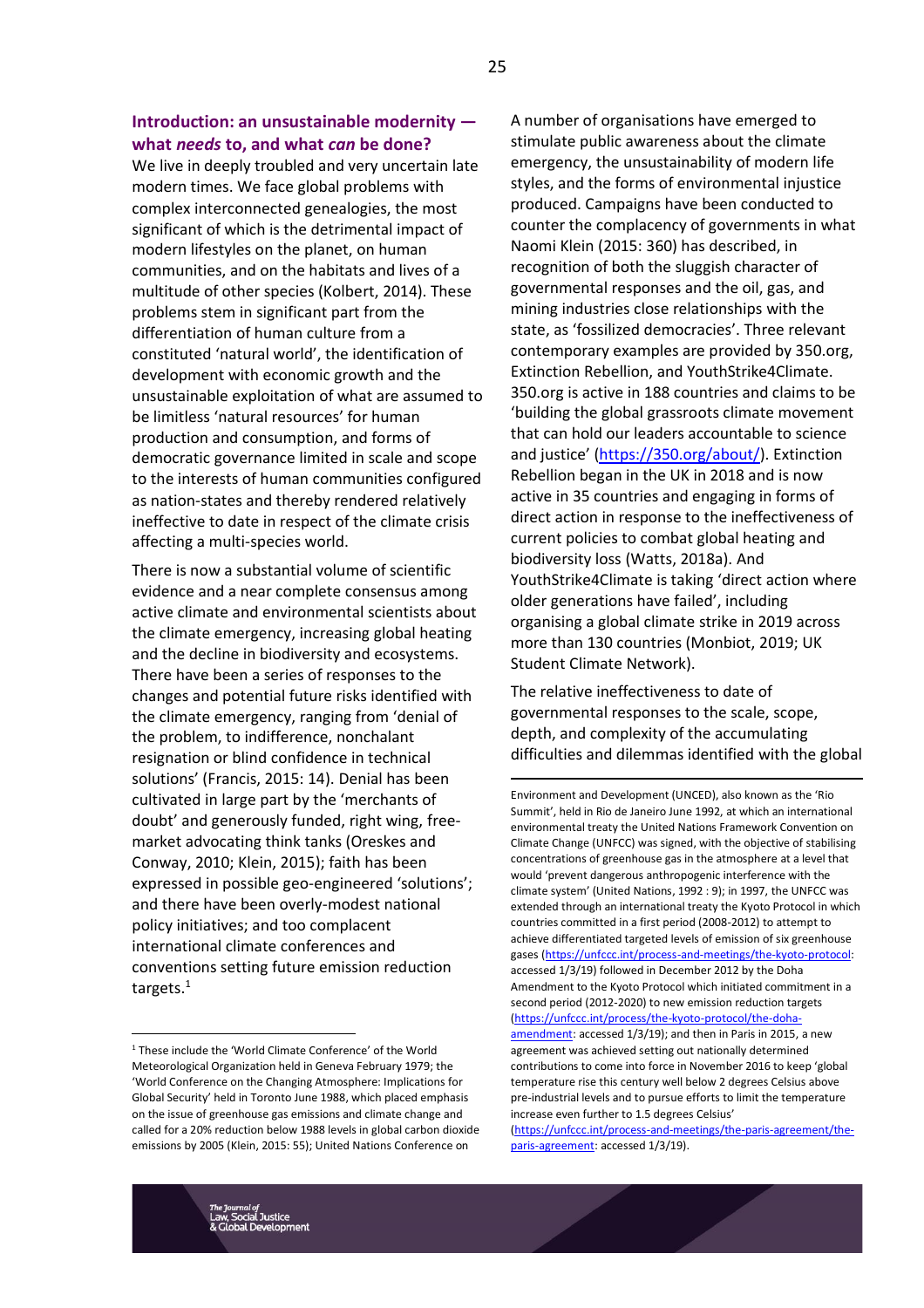## Introduction: an unsustainable modernity — what *needs* to, and what *can* be done?

We live in deeply troubled and very uncertain late modern times. We face global problems with complex interconnected genealogies, the most significant of which is the detrimental impact of modern lifestyles on the planet, on human communities, and on the habitats and lives of a multitude of other species (Kolbert, 2014). These problems stem in significant part from the differentiation of human culture from a constituted 'natural world', the identification of development with economic growth and the unsustainable exploitation of what are assumed to be limitless 'natural resources' for human production and consumption, and forms of democratic governance limited in scale and scope to the interests of human communities configured as nation-states and thereby rendered relatively ineffective to date in respect of the climate crisis affecting a multi-species world.

There is now a substantial volume of scientific evidence and a near complete consensus among active climate and environmental scientists about the climate emergency, increasing global heating and the decline in biodiversity and ecosystems. There have been a series of responses to the changes and potential future risks identified with the climate emergency, ranging from 'denial of the problem, to indifference, nonchalant resignation or blind confidence in technical solutions' (Francis, 2015: 14). Denial has been cultivated in large part by the 'merchants of doubt' and generously funded, right wing, free-market advocating think tanks (Oreskes and Conway, 2010; Klein, 2015); faith has been expressed in possible geo-engineered 'solutions'; and there have been overly-modest national policy initiatives; and too complacent international climate conferences and conventions setting future emission reduction targets.[1]

A number of organisations have emerged to stimulate public awareness about the climate emergency, the unsustainability of modern life styles, and the forms of environmental injustice produced. Campaigns have been conducted to counter the complacency of governments in what Naomi Klein (2015: 360) has described, in recognition of both the sluggish character of governmental responses and the oil, gas, and mining industries close relationships with the state, as 'fossilized democracies'. Three relevant contemporary examples are provided by 350.org, Extinction Rebellion, and YouthStrike4Climate. 350.org is active in 188 countries and claims to be 'building the global grassroots climate movement that can hold our leaders accountable to science and justice' (https://350.org/about/). Extinction Rebellion began in the UK in 2018 and is now active in 35 countries and engaging in forms of direct action in response to the ineffectiveness of current policies to combat global heating and biodiversity loss (Watts, 2018a). And YouthStrike4Climate is taking 'direct action where older generations have failed', including organising a global climate strike in 2019 across more than 130 countries (Monbiot, 2019; UK Student Climate Network).

The relative ineffectiveness to date of governmental responses to the scale, scope, depth, and complexity of the accumulating difficulties and dilemmas identified with the global

---

[1] These include the 'World Climate Conference' of the World Meteorological Organization held in Geneva February 1979; the 'World Conference on the Changing Atmosphere: Implications for Global Security' held in Toronto June 1988, which placed emphasis on the issue of greenhouse gas emissions and climate change and called for a 20% reduction below 1988 levels in global carbon dioxide emissions by 2005 (Klein, 2015: 55); United Nations Conference on Environment and Development (UNCED), also known as the 'Rio Summit', held in Rio de Janeiro June 1992, at which an international environmental treaty the United Nations Framework Convention on Climate Change (UNFCC) was signed, with the objective of stabilising concentrations of greenhouse gas in the atmosphere at a level that would 'prevent dangerous anthropogenic interference with the climate system' (United Nations, 1992 : 9); in 1997, the UNFCC was extended through an international treaty the Kyoto Protocol in which countries committed in a first period (2008-2012) to attempt to achieve differentiated targeted levels of emission of six greenhouse gases (https://unfccc.int/process-and-meetings/the-kyoto-protocol: accessed 1/3/19) followed in December 2012 by the Doha Amendment to the Kyoto Protocol which initiated commitment in a second period (2012-2020) to new emission reduction targets (https://unfccc.int/process/the-kyoto-protocol/the-doha-amendment: accessed 1/3/19); and then in Paris in 2015, a new agreement was achieved setting out nationally determined contributions to come into force in November 2016 to keep 'global temperature rise this century well below 2 degrees Celsius above pre-industrial levels and to pursue efforts to limit the temperature increase even further to 1.5 degrees Celsius' (https://unfccc.int/process-and-meetings/the-paris-agreement/the-paris-agreement: accessed 1/3/19).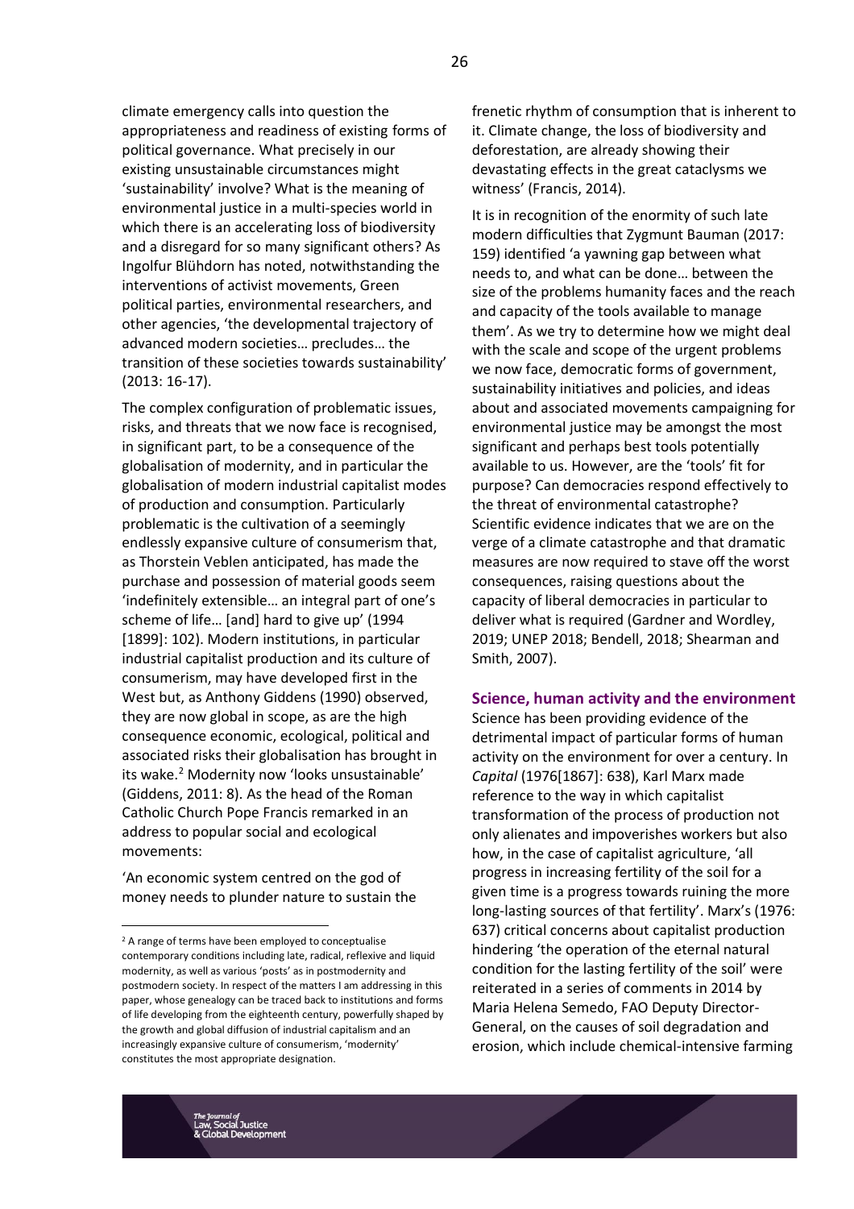climate emergency calls into question the appropriateness and readiness of existing forms of political governance. What precisely in our existing unsustainable circumstances might 'sustainability' involve? What is the meaning of environmental justice in a multi-species world in which there is an accelerating loss of biodiversity and a disregard for so many significant others? As Ingolfur Blühdorn has noted, notwithstanding the interventions of activist movements, Green political parties, environmental researchers, and other agencies, 'the developmental trajectory of advanced modern societies… precludes… the transition of these societies towards sustainability' (2013: 16-17).

The complex configuration of problematic issues, risks, and threats that we now face is recognised, in significant part, to be a consequence of the globalisation of modernity, and in particular the globalisation of modern industrial capitalist modes of production and consumption. Particularly problematic is the cultivation of a seemingly endlessly expansive culture of consumerism that, as Thorstein Veblen anticipated, has made the purchase and possession of material goods seem 'indefinitely extensible… an integral part of one's scheme of life… [and] hard to give up' (1994 [1899]: 102). Modern institutions, in particular industrial capitalist production and its culture of consumerism, may have developed first in the West but, as Anthony Giddens (1990) observed, they are now global in scope, as are the high consequence economic, ecological, political and associated risks their globalisation has brought in its wake.[2] Modernity now 'looks unsustainable' (Giddens, 2011: 8). As the head of the Roman Catholic Church Pope Francis remarked in an address to popular social and ecological movements:

'An economic system centred on the god of money needs to plunder nature to sustain the frenetic rhythm of consumption that is inherent to it. Climate change, the loss of biodiversity and deforestation, are already showing their devastating effects in the great cataclysms we witness' (Francis, 2014).

It is in recognition of the enormity of such late modern difficulties that Zygmunt Bauman (2017: 159) identified 'a yawning gap between what needs to, and what can be done… between the size of the problems humanity faces and the reach and capacity of the tools available to manage them'. As we try to determine how we might deal with the scale and scope of the urgent problems we now face, democratic forms of government, sustainability initiatives and policies, and ideas about and associated movements campaigning for environmental justice may be amongst the most significant and perhaps best tools potentially available to us. However, are the 'tools' fit for purpose? Can democracies respond effectively to the threat of environmental catastrophe? Scientific evidence indicates that we are on the verge of a climate catastrophe and that dramatic measures are now required to stave off the worst consequences, raising questions about the capacity of liberal democracies in particular to deliver what is required (Gardner and Wordley, 2019; UNEP 2018; Bendell, 2018; Shearman and Smith, 2007).

## Science, human activity and the environment

Science has been providing evidence of the detrimental impact of particular forms of human activity on the environment for over a century. In *Capital* (1976[1867]: 638), Karl Marx made reference to the way in which capitalist transformation of the process of production not only alienates and impoverishes workers but also how, in the case of capitalist agriculture, 'all progress in increasing fertility of the soil for a given time is a progress towards ruining the more long-lasting sources of that fertility'. Marx's (1976: 637) critical concerns about capitalist production hindering 'the operation of the eternal natural condition for the lasting fertility of the soil' were reiterated in a series of comments in 2014 by Maria Helena Semedo, FAO Deputy Director-General, on the causes of soil degradation and erosion, which include chemical-intensive farming

[2] A range of terms have been employed to conceptualise contemporary conditions including late, radical, reflexive and liquid modernity, as well as various 'posts' as in postmodernity and postmodern society. In respect of the matters I am addressing in this paper, whose genealogy can be traced back to institutions and forms of life developing from the eighteenth century, powerfully shaped by the growth and global diffusion of industrial capitalism and an increasingly expansive culture of consumerism, 'modernity' constitutes the most appropriate designation.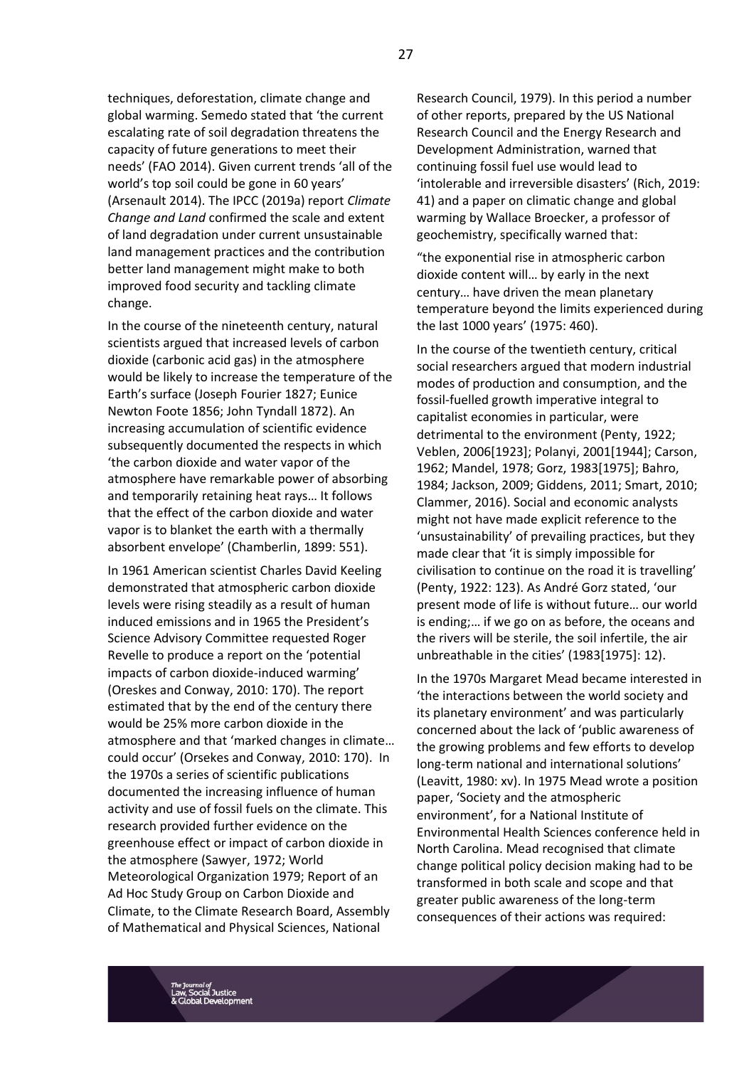techniques, deforestation, climate change and global warming. Semedo stated that 'the current escalating rate of soil degradation threatens the capacity of future generations to meet their needs' (FAO 2014). Given current trends 'all of the world's top soil could be gone in 60 years' (Arsenault 2014). The IPCC (2019a) report *Climate Change and Land* confirmed the scale and extent of land degradation under current unsustainable land management practices and the contribution better land management might make to both improved food security and tackling climate change.

In the course of the nineteenth century, natural scientists argued that increased levels of carbon dioxide (carbonic acid gas) in the atmosphere would be likely to increase the temperature of the Earth's surface (Joseph Fourier 1827; Eunice Newton Foote 1856; John Tyndall 1872). An increasing accumulation of scientific evidence subsequently documented the respects in which 'the carbon dioxide and water vapor of the atmosphere have remarkable power of absorbing and temporarily retaining heat rays… It follows that the effect of the carbon dioxide and water vapor is to blanket the earth with a thermally absorbent envelope' (Chamberlin, 1899: 551).

In 1961 American scientist Charles David Keeling demonstrated that atmospheric carbon dioxide levels were rising steadily as a result of human induced emissions and in 1965 the President's Science Advisory Committee requested Roger Revelle to produce a report on the 'potential impacts of carbon dioxide-induced warming' (Oreskes and Conway, 2010: 170). The report estimated that by the end of the century there would be 25% more carbon dioxide in the atmosphere and that 'marked changes in climate… could occur' (Orsekes and Conway, 2010: 170). In the 1970s a series of scientific publications documented the increasing influence of human activity and use of fossil fuels on the climate. This research provided further evidence on the greenhouse effect or impact of carbon dioxide in the atmosphere (Sawyer, 1972; World Meteorological Organization 1979; Report of an Ad Hoc Study Group on Carbon Dioxide and Climate, to the Climate Research Board, Assembly of Mathematical and Physical Sciences, National Research Council, 1979). In this period a number of other reports, prepared by the US National Research Council and the Energy Research and Development Administration, warned that continuing fossil fuel use would lead to 'intolerable and irreversible disasters' (Rich, 2019: 41) and a paper on climatic change and global warming by Wallace Broecker, a professor of geochemistry, specifically warned that:

"the exponential rise in atmospheric carbon dioxide content will… by early in the next century… have driven the mean planetary temperature beyond the limits experienced during the last 1000 years' (1975: 460).

In the course of the twentieth century, critical social researchers argued that modern industrial modes of production and consumption, and the fossil-fuelled growth imperative integral to capitalist economies in particular, were detrimental to the environment (Penty, 1922; Veblen, 2006[1923]; Polanyi, 2001[1944]; Carson, 1962; Mandel, 1978; Gorz, 1983[1975]; Bahro, 1984; Jackson, 2009; Giddens, 2011; Smart, 2010; Clammer, 2016). Social and economic analysts might not have made explicit reference to the 'unsustainability' of prevailing practices, but they made clear that 'it is simply impossible for civilisation to continue on the road it is travelling' (Penty, 1922: 123). As André Gorz stated, 'our present mode of life is without future… our world is ending;… if we go on as before, the oceans and the rivers will be sterile, the soil infertile, the air unbreathable in the cities' (1983[1975]: 12).

In the 1970s Margaret Mead became interested in 'the interactions between the world society and its planetary environment' and was particularly concerned about the lack of 'public awareness of the growing problems and few efforts to develop long-term national and international solutions' (Leavitt, 1980: xv). In 1975 Mead wrote a position paper, 'Society and the atmospheric environment', for a National Institute of Environmental Health Sciences conference held in North Carolina. Mead recognised that climate change political policy decision making had to be transformed in both scale and scope and that greater public awareness of the long-term consequences of their actions was required: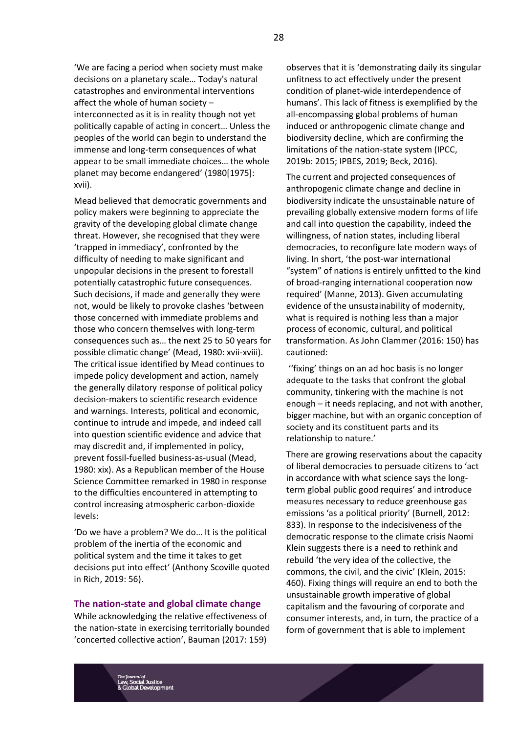'We are facing a period when society must make decisions on a planetary scale… Today's natural catastrophes and environmental interventions affect the whole of human society – interconnected as it is in reality though not yet politically capable of acting in concert… Unless the peoples of the world can begin to understand the immense and long-term consequences of what appear to be small immediate choices… the whole planet may become endangered' (1980[1975]: xvii).

Mead believed that democratic governments and policy makers were beginning to appreciate the gravity of the developing global climate change threat. However, she recognised that they were 'trapped in immediacy', confronted by the difficulty of needing to make significant and unpopular decisions in the present to forestall potentially catastrophic future consequences. Such decisions, if made and generally they were not, would be likely to provoke clashes 'between those concerned with immediate problems and those who concern themselves with long-term consequences such as… the next 25 to 50 years for possible climatic change' (Mead, 1980: xvii-xviii). The critical issue identified by Mead continues to impede policy development and action, namely the generally dilatory response of political policy decision-makers to scientific research evidence and warnings. Interests, political and economic, continue to intrude and impede, and indeed call into question scientific evidence and advice that may discredit and, if implemented in policy, prevent fossil-fuelled business-as-usual (Mead, 1980: xix). As a Republican member of the House Science Committee remarked in 1980 in response to the difficulties encountered in attempting to control increasing atmospheric carbon-dioxide levels:

'Do we have a problem? We do… It is the political problem of the inertia of the economic and political system and the time it takes to get decisions put into effect' (Anthony Scoville quoted in Rich, 2019: 56).

## The nation-state and global climate change

While acknowledging the relative effectiveness of the nation-state in exercising territorially bounded 'concerted collective action', Bauman (2017: 159) observes that it is 'demonstrating daily its singular unfitness to act effectively under the present condition of planet-wide interdependence of humans'. This lack of fitness is exemplified by the all-encompassing global problems of human induced or anthropogenic climate change and biodiversity decline, which are confirming the limitations of the nation-state system (IPCC, 2019b: 2015; IPBES, 2019; Beck, 2016).

The current and projected consequences of anthropogenic climate change and decline in biodiversity indicate the unsustainable nature of prevailing globally extensive modern forms of life and call into question the capability, indeed the willingness, of nation states, including liberal democracies, to reconfigure late modern ways of living. In short, 'the post-war international "system" of nations is entirely unfitted to the kind of broad-ranging international cooperation now required' (Manne, 2013). Given accumulating evidence of the unsustainability of modernity, what is required is nothing less than a major process of economic, cultural, and political transformation. As John Clammer (2016: 150) has cautioned:

''fixing' things on an ad hoc basis is no longer adequate to the tasks that confront the global community, tinkering with the machine is not enough – it needs replacing, and not with another, bigger machine, but with an organic conception of society and its constituent parts and its relationship to nature.'

There are growing reservations about the capacity of liberal democracies to persuade citizens to 'act in accordance with what science says the long-term global public good requires' and introduce measures necessary to reduce greenhouse gas emissions 'as a political priority' (Burnell, 2012: 833). In response to the indecisiveness of the democratic response to the climate crisis Naomi Klein suggests there is a need to rethink and rebuild 'the very idea of the collective, the commons, the civil, and the civic' (Klein, 2015: 460). Fixing things will require an end to both the unsustainable growth imperative of global capitalism and the favouring of corporate and consumer interests, and, in turn, the practice of a form of government that is able to implement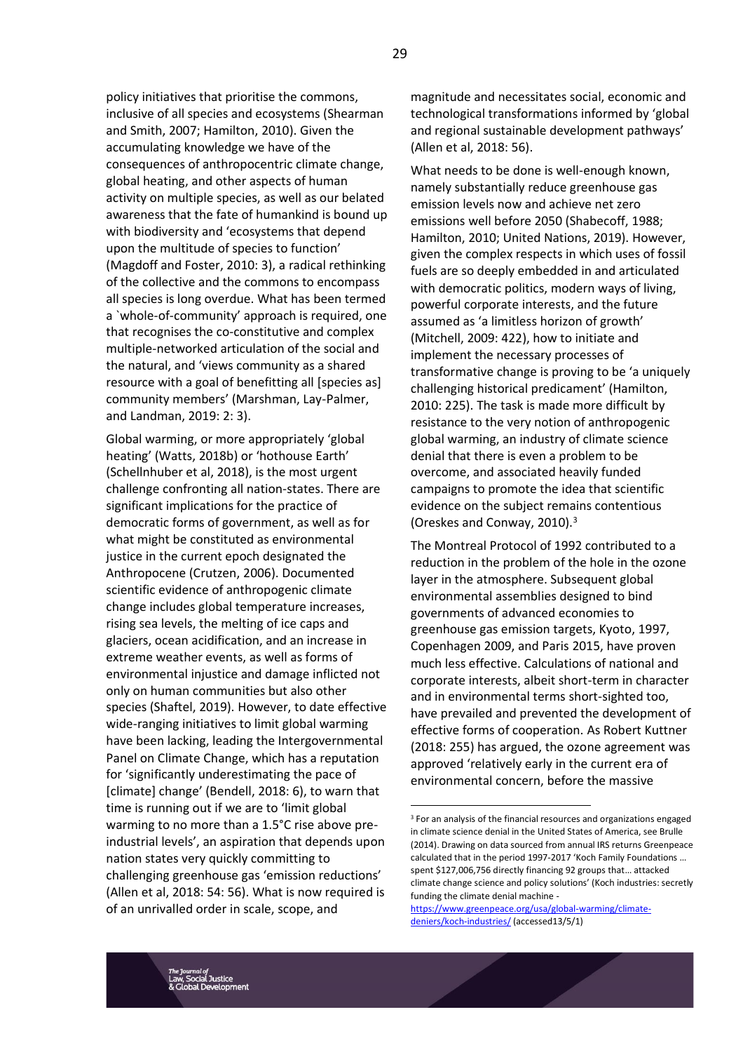policy initiatives that prioritise the commons, inclusive of all species and ecosystems (Shearman and Smith, 2007; Hamilton, 2010). Given the accumulating knowledge we have of the consequences of anthropocentric climate change, global heating, and other aspects of human activity on multiple species, as well as our belated awareness that the fate of humankind is bound up with biodiversity and 'ecosystems that depend upon the multitude of species to function' (Magdoff and Foster, 2010: 3), a radical rethinking of the collective and the commons to encompass all species is long overdue. What has been termed a `whole-of-community' approach is required, one that recognises the co-constitutive and complex multiple-networked articulation of the social and the natural, and 'views community as a shared resource with a goal of benefitting all [species as] community members' (Marshman, Lay-Palmer, and Landman, 2019: 2: 3).

Global warming, or more appropriately 'global heating' (Watts, 2018b) or 'hothouse Earth' (Schellnhuber et al, 2018), is the most urgent challenge confronting all nation-states. There are significant implications for the practice of democratic forms of government, as well as for what might be constituted as environmental justice in the current epoch designated the Anthropocene (Crutzen, 2006). Documented scientific evidence of anthropogenic climate change includes global temperature increases, rising sea levels, the melting of ice caps and glaciers, ocean acidification, and an increase in extreme weather events, as well as forms of environmental injustice and damage inflicted not only on human communities but also other species (Shaftel, 2019). However, to date effective wide-ranging initiatives to limit global warming have been lacking, leading the Intergovernmental Panel on Climate Change, which has a reputation for 'significantly underestimating the pace of [climate] change' (Bendell, 2018: 6), to warn that time is running out if we are to 'limit global warming to no more than a 1.5°C rise above pre-industrial levels', an aspiration that depends upon nation states very quickly committing to challenging greenhouse gas 'emission reductions' (Allen et al, 2018: 54: 56). What is now required is of an unrivalled order in scale, scope, and magnitude and necessitates social, economic and technological transformations informed by 'global and regional sustainable development pathways' (Allen et al, 2018: 56).

What needs to be done is well-enough known, namely substantially reduce greenhouse gas emission levels now and achieve net zero emissions well before 2050 (Shabecoff, 1988; Hamilton, 2010; United Nations, 2019). However, given the complex respects in which uses of fossil fuels are so deeply embedded in and articulated with democratic politics, modern ways of living, powerful corporate interests, and the future assumed as 'a limitless horizon of growth' (Mitchell, 2009: 422), how to initiate and implement the necessary processes of transformative change is proving to be 'a uniquely challenging historical predicament' (Hamilton, 2010: 225). The task is made more difficult by resistance to the very notion of anthropogenic global warming, an industry of climate science denial that there is even a problem to be overcome, and associated heavily funded campaigns to promote the idea that scientific evidence on the subject remains contentious (Oreskes and Conway, 2010).[3]

The Montreal Protocol of 1992 contributed to a reduction in the problem of the hole in the ozone layer in the atmosphere. Subsequent global environmental assemblies designed to bind governments of advanced economies to greenhouse gas emission targets, Kyoto, 1997, Copenhagen 2009, and Paris 2015, have proven much less effective. Calculations of national and corporate interests, albeit short-term in character and in environmental terms short-sighted too, have prevailed and prevented the development of effective forms of cooperation. As Robert Kuttner (2018: 255) has argued, the ozone agreement was approved 'relatively early in the current era of environmental concern, before the massive

---

[3] For an analysis of the financial resources and organizations engaged in climate science denial in the United States of America, see Brulle (2014). Drawing on data sourced from annual IRS returns Greenpeace calculated that in the period 1997-2017 'Koch Family Foundations … spent $127,006,756 directly financing 92 groups that… attacked climate change science and policy solutions' (Koch industries: secretly funding the climate denial machine - https://www.greenpeace.org/usa/global-warming/climate-deniers/koch-industries/ (accessed13/5/1)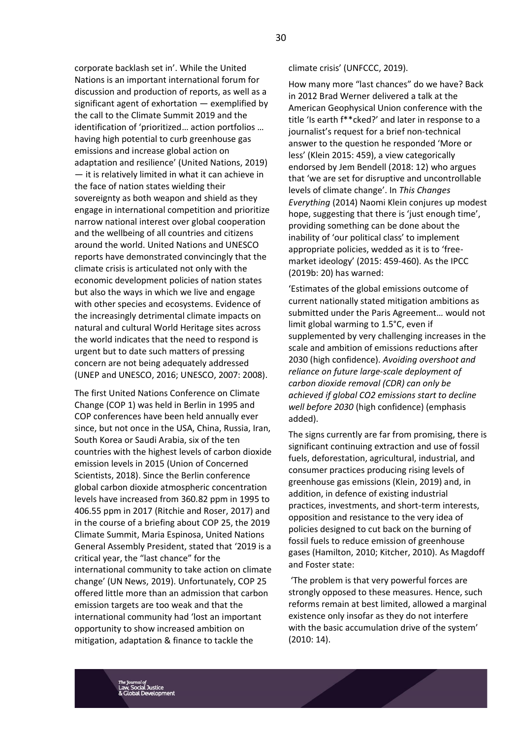corporate backlash set in'. While the United Nations is an important international forum for discussion and production of reports, as well as a significant agent of exhortation — exemplified by the call to the Climate Summit 2019 and the identification of 'prioritized… action portfolios … having high potential to curb greenhouse gas emissions and increase global action on adaptation and resilience' (United Nations, 2019) — it is relatively limited in what it can achieve in the face of nation states wielding their sovereignty as both weapon and shield as they engage in international competition and prioritize narrow national interest over global cooperation and the wellbeing of all countries and citizens around the world. United Nations and UNESCO reports have demonstrated convincingly that the climate crisis is articulated not only with the economic development policies of nation states but also the ways in which we live and engage with other species and ecosystems. Evidence of the increasingly detrimental climate impacts on natural and cultural World Heritage sites across the world indicates that the need to respond is urgent but to date such matters of pressing concern are not being adequately addressed (UNEP and UNESCO, 2016; UNESCO, 2007: 2008).

The first United Nations Conference on Climate Change (COP 1) was held in Berlin in 1995 and COP conferences have been held annually ever since, but not once in the USA, China, Russia, Iran, South Korea or Saudi Arabia, six of the ten countries with the highest levels of carbon dioxide emission levels in 2015 (Union of Concerned Scientists, 2018). Since the Berlin conference global carbon dioxide atmospheric concentration levels have increased from 360.82 ppm in 1995 to 406.55 ppm in 2017 (Ritchie and Roser, 2017) and in the course of a briefing about COP 25, the 2019 Climate Summit, Maria Espinosa, United Nations General Assembly President, stated that '2019 is a critical year, the "last chance" for the international community to take action on climate change' (UN News, 2019). Unfortunately, COP 25 offered little more than an admission that carbon emission targets are too weak and that the international community had 'lost an important opportunity to show increased ambition on mitigation, adaptation & finance to tackle the climate crisis' (UNFCCC, 2019).

How many more "last chances" do we have? Back in 2012 Brad Werner delivered a talk at the American Geophysical Union conference with the title 'Is earth f**cked?' and later in response to a journalist's request for a brief non-technical answer to the question he responded 'More or less' (Klein 2015: 459), a view categorically endorsed by Jem Bendell (2018: 12) who argues that 'we are set for disruptive and uncontrollable levels of climate change'. In *This Changes Everything* (2014) Naomi Klein conjures up modest hope, suggesting that there is 'just enough time', providing something can be done about the inability of 'our political class' to implement appropriate policies, wedded as it is to 'free-market ideology' (2015: 459-460). As the IPCC (2019b: 20) has warned:

'Estimates of the global emissions outcome of current nationally stated mitigation ambitions as submitted under the Paris Agreement… would not limit global warming to 1.5°C, even if supplemented by very challenging increases in the scale and ambition of emissions reductions after 2030 (high confidence). *Avoiding overshoot and reliance on future large-scale deployment of carbon dioxide removal (CDR) can only be achieved if global $CO_2$ emissions start to decline well before 2030* (high confidence) (emphasis added).

The signs currently are far from promising, there is significant continuing extraction and use of fossil fuels, deforestation, agricultural, industrial, and consumer practices producing rising levels of greenhouse gas emissions (Klein, 2019) and, in addition, in defence of existing industrial practices, investments, and short-term interests, opposition and resistance to the very idea of policies designed to cut back on the burning of fossil fuels to reduce emission of greenhouse gases (Hamilton, 2010; Kitcher, 2010). As Magdoff and Foster state:

'The problem is that very powerful forces are strongly opposed to these measures. Hence, such reforms remain at best limited, allowed a marginal existence only insofar as they do not interfere with the basic accumulation drive of the system' (2010: 14).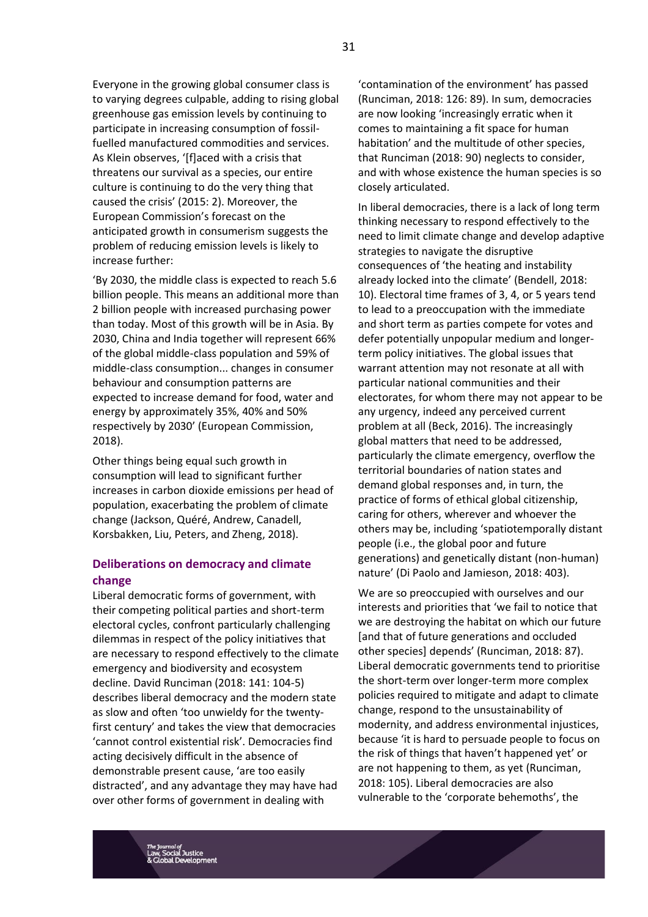Everyone in the growing global consumer class is to varying degrees culpable, adding to rising global greenhouse gas emission levels by continuing to participate in increasing consumption of fossil-fuelled manufactured commodities and services. As Klein observes, '[f]aced with a crisis that threatens our survival as a species, our entire culture is continuing to do the very thing that caused the crisis' (2015: 2). Moreover, the European Commission's forecast on the anticipated growth in consumerism suggests the problem of reducing emission levels is likely to increase further:

'By 2030, the middle class is expected to reach 5.6 billion people. This means an additional more than 2 billion people with increased purchasing power than today. Most of this growth will be in Asia. By 2030, China and India together will represent 66% of the global middle-class population and 59% of middle-class consumption... changes in consumer behaviour and consumption patterns are expected to increase demand for food, water and energy by approximately 35%, 40% and 50% respectively by 2030' (European Commission, 2018).

Other things being equal such growth in consumption will lead to significant further increases in carbon dioxide emissions per head of population, exacerbating the problem of climate change (Jackson, Quéré, Andrew, Canadell, Korsbakken, Liu, Peters, and Zheng, 2018).

## Deliberations on democracy and climate change

Liberal democratic forms of government, with their competing political parties and short-term electoral cycles, confront particularly challenging dilemmas in respect of the policy initiatives that are necessary to respond effectively to the climate emergency and biodiversity and ecosystem decline. David Runciman (2018: 141: 104-5) describes liberal democracy and the modern state as slow and often 'too unwieldy for the twenty-first century' and takes the view that democracies 'cannot control existential risk'. Democracies find acting decisively difficult in the absence of demonstrable present cause, 'are too easily distracted', and any advantage they may have had over other forms of government in dealing with 'contamination of the environment' has passed (Runciman, 2018: 126: 89). In sum, democracies are now looking 'increasingly erratic when it comes to maintaining a fit space for human habitation' and the multitude of other species, that Runciman (2018: 90) neglects to consider, and with whose existence the human species is so closely articulated.

In liberal democracies, there is a lack of long term thinking necessary to respond effectively to the need to limit climate change and develop adaptive strategies to navigate the disruptive consequences of 'the heating and instability already locked into the climate' (Bendell, 2018: 10). Electoral time frames of 3, 4, or 5 years tend to lead to a preoccupation with the immediate and short term as parties compete for votes and defer potentially unpopular medium and longer-term policy initiatives. The global issues that warrant attention may not resonate at all with particular national communities and their electorates, for whom there may not appear to be any urgency, indeed any perceived current problem at all (Beck, 2016). The increasingly global matters that need to be addressed, particularly the climate emergency, overflow the territorial boundaries of nation states and demand global responses and, in turn, the practice of forms of ethical global citizenship, caring for others, wherever and whoever the others may be, including 'spatiotemporally distant people (i.e., the global poor and future generations) and genetically distant (non-human) nature' (Di Paolo and Jamieson, 2018: 403).

We are so preoccupied with ourselves and our interests and priorities that 'we fail to notice that we are destroying the habitat on which our future [and that of future generations and occluded other species] depends' (Runciman, 2018: 87). Liberal democratic governments tend to prioritise the short-term over longer-term more complex policies required to mitigate and adapt to climate change, respond to the unsustainability of modernity, and address environmental injustices, because 'it is hard to persuade people to focus on the risk of things that haven't happened yet' or are not happening to them, as yet (Runciman, 2018: 105). Liberal democracies are also vulnerable to the 'corporate behemoths', the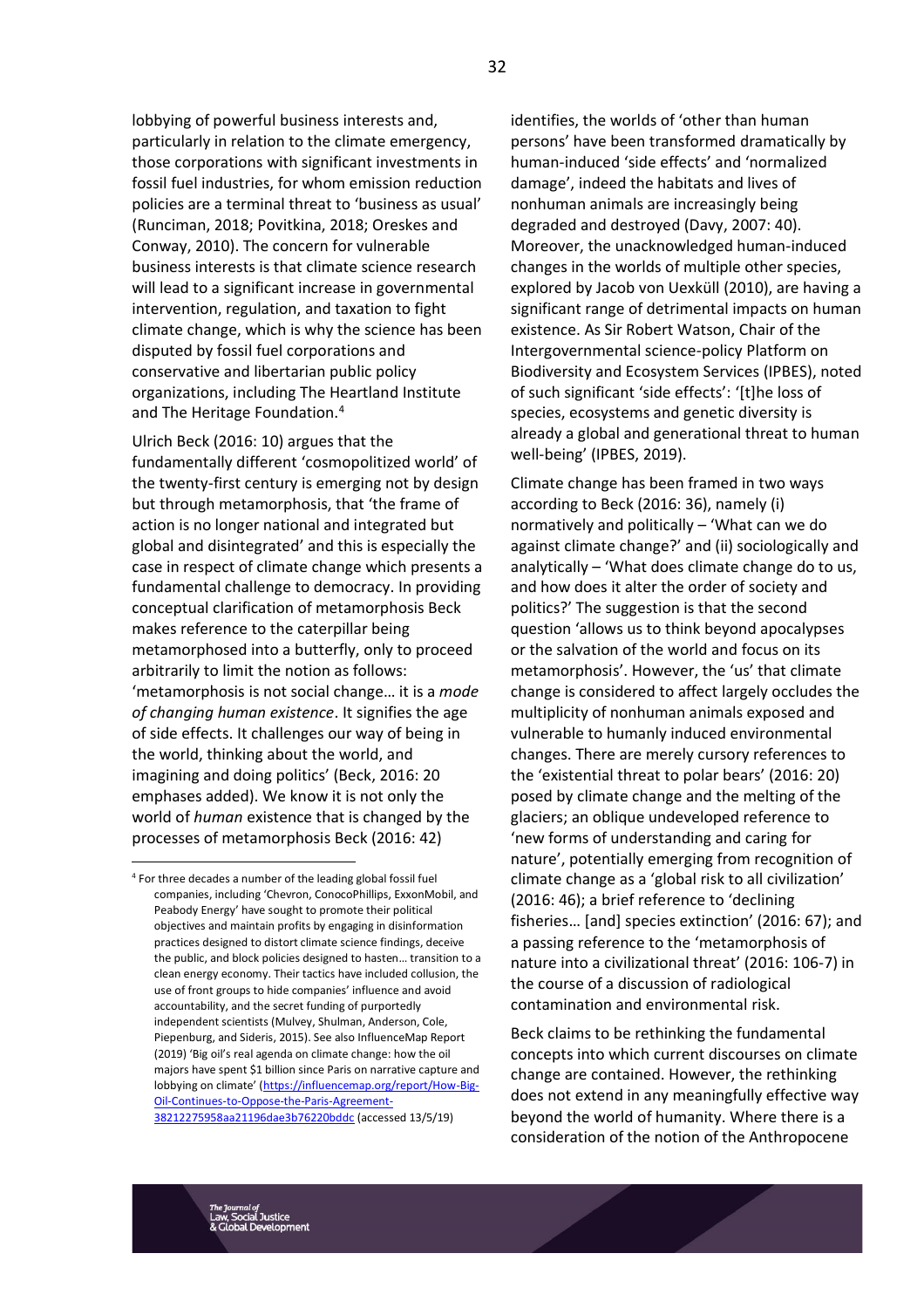lobbying of powerful business interests and, particularly in relation to the climate emergency, those corporations with significant investments in fossil fuel industries, for whom emission reduction policies are a terminal threat to 'business as usual' (Runciman, 2018; Povitkina, 2018; Oreskes and Conway, 2010). The concern for vulnerable business interests is that climate science research will lead to a significant increase in governmental intervention, regulation, and taxation to fight climate change, which is why the science has been disputed by fossil fuel corporations and conservative and libertarian public policy organizations, including The Heartland Institute and The Heritage Foundation.[4]

Ulrich Beck (2016: 10) argues that the fundamentally different 'cosmopolitized world' of the twenty-first century is emerging not by design but through metamorphosis, that 'the frame of action is no longer national and integrated but global and disintegrated' and this is especially the case in respect of climate change which presents a fundamental challenge to democracy. In providing conceptual clarification of metamorphosis Beck makes reference to the caterpillar being metamorphosed into a butterfly, only to proceed arbitrarily to limit the notion as follows: 'metamorphosis is not social change… it is a *mode of changing human existence*. It signifies the age of side effects. It challenges our way of being in the world, thinking about the world, and imagining and doing politics' (Beck, 2016: 20 emphases added). We know it is not only the world of *human* existence that is changed by the processes of metamorphosis Beck (2016: 42) identifies, the worlds of 'other than human persons' have been transformed dramatically by human-induced 'side effects' and 'normalized damage', indeed the habitats and lives of nonhuman animals are increasingly being degraded and destroyed (Davy, 2007: 40). Moreover, the unacknowledged human-induced changes in the worlds of multiple other species, explored by Jacob von Uexküll (2010), are having a significant range of detrimental impacts on human existence. As Sir Robert Watson, Chair of the Intergovernmental science-policy Platform on Biodiversity and Ecosystem Services (IPBES), noted of such significant 'side effects': '[t]he loss of species, ecosystems and genetic diversity is already a global and generational threat to human well-being' (IPBES, 2019).

Climate change has been framed in two ways according to Beck (2016: 36), namely (i) normatively and politically – 'What can we do against climate change?' and (ii) sociologically and analytically – 'What does climate change do to us, and how does it alter the order of society and politics?' The suggestion is that the second question 'allows us to think beyond apocalypses or the salvation of the world and focus on its metamorphosis'. However, the 'us' that climate change is considered to affect largely occludes the multiplicity of nonhuman animals exposed and vulnerable to humanly induced environmental changes. There are merely cursory references to the 'existential threat to polar bears' (2016: 20) posed by climate change and the melting of the glaciers; an oblique undeveloped reference to 'new forms of understanding and caring for nature', potentially emerging from recognition of climate change as a 'global risk to all civilization' (2016: 46); a brief reference to 'declining fisheries… [and] species extinction' (2016: 67); and a passing reference to the 'metamorphosis of nature into a civilizational threat' (2016: 106-7) in the course of a discussion of radiological contamination and environmental risk.

Beck claims to be rethinking the fundamental concepts into which current discourses on climate change are contained. However, the rethinking does not extend in any meaningfully effective way beyond the world of humanity. Where there is a consideration of the notion of the Anthropocene

[4] For three decades a number of the leading global fossil fuel companies, including 'Chevron, ConocoPhillips, ExxonMobil, and Peabody Energy' have sought to promote their political objectives and maintain profits by engaging in disinformation practices designed to distort climate science findings, deceive the public, and block policies designed to hasten… transition to a clean energy economy. Their tactics have included collusion, the use of front groups to hide companies' influence and avoid accountability, and the secret funding of purportedly independent scientists (Mulvey, Shulman, Anderson, Cole, Piepenburg, and Sideris, 2015). See also InfluenceMap Report (2019) 'Big oil's real agenda on climate change: how the oil majors have spent $1 billion since Paris on narrative capture and lobbying on climate' (https://influencemap.org/report/How-Big-Oil-Continues-to-Oppose-the-Paris-Agreement-38212275958aa21196dae3b76220bddc (accessed 13/5/19)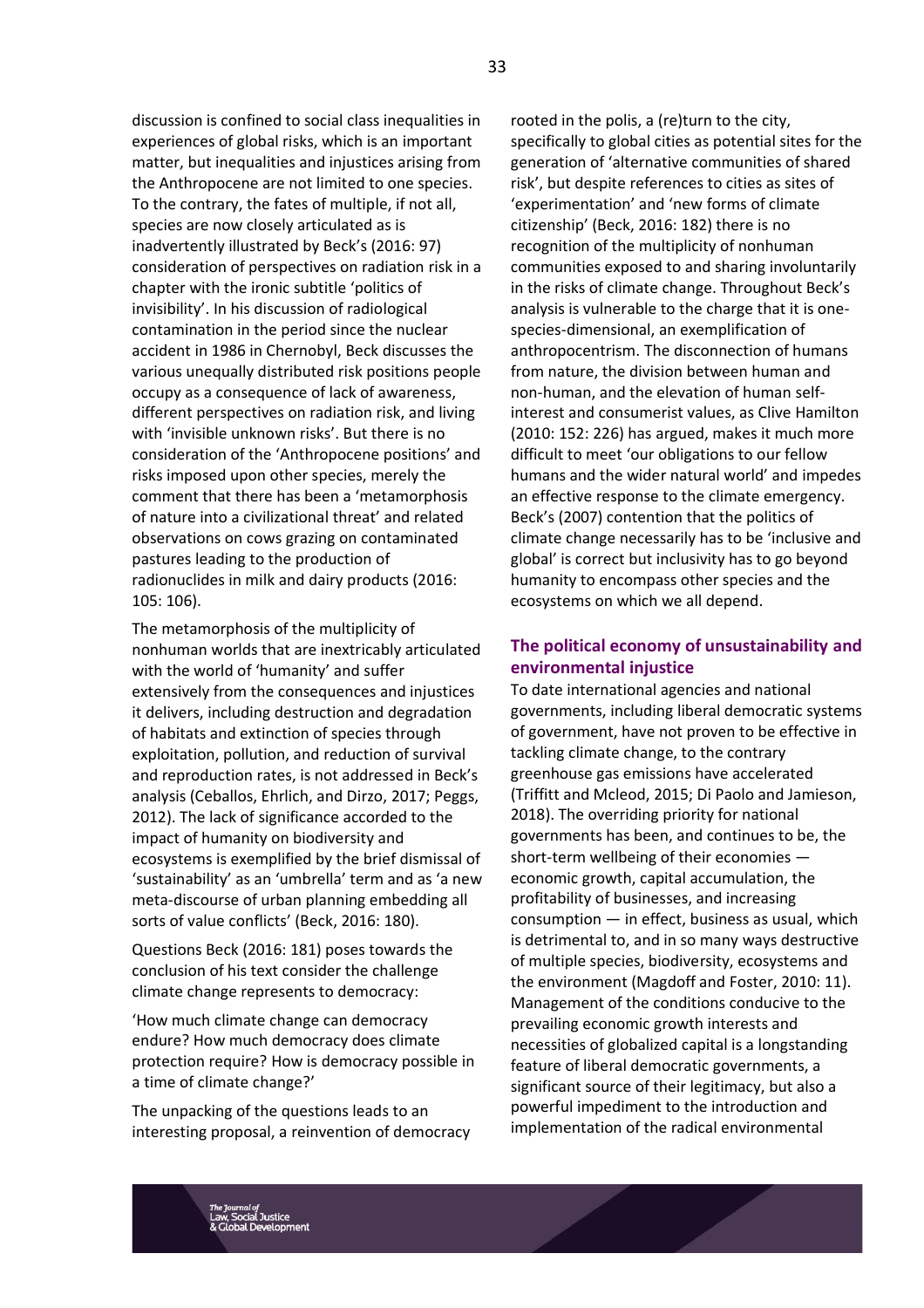discussion is confined to social class inequalities in experiences of global risks, which is an important matter, but inequalities and injustices arising from the Anthropocene are not limited to one species. To the contrary, the fates of multiple, if not all, species are now closely articulated as is inadvertently illustrated by Beck's (2016: 97) consideration of perspectives on radiation risk in a chapter with the ironic subtitle 'politics of invisibility'. In his discussion of radiological contamination in the period since the nuclear accident in 1986 in Chernobyl, Beck discusses the various unequally distributed risk positions people occupy as a consequence of lack of awareness, different perspectives on radiation risk, and living with 'invisible unknown risks'. But there is no consideration of the 'Anthropocene positions' and risks imposed upon other species, merely the comment that there has been a 'metamorphosis of nature into a civilizational threat' and related observations on cows grazing on contaminated pastures leading to the production of radionuclides in milk and dairy products (2016: 105: 106).

The metamorphosis of the multiplicity of nonhuman worlds that are inextricably articulated with the world of 'humanity' and suffer extensively from the consequences and injustices it delivers, including destruction and degradation of habitats and extinction of species through exploitation, pollution, and reduction of survival and reproduction rates, is not addressed in Beck's analysis (Ceballos, Ehrlich, and Dirzo, 2017; Peggs, 2012). The lack of significance accorded to the impact of humanity on biodiversity and ecosystems is exemplified by the brief dismissal of 'sustainability' as an 'umbrella' term and as 'a new meta-discourse of urban planning embedding all sorts of value conflicts' (Beck, 2016: 180).

Questions Beck (2016: 181) poses towards the conclusion of his text consider the challenge climate change represents to democracy:

'How much climate change can democracy endure? How much democracy does climate protection require? How is democracy possible in a time of climate change?'

The unpacking of the questions leads to an interesting proposal, a reinvention of democracy rooted in the polis, a (re)turn to the city, specifically to global cities as potential sites for the generation of 'alternative communities of shared risk', but despite references to cities as sites of 'experimentation' and 'new forms of climate citizenship' (Beck, 2016: 182) there is no recognition of the multiplicity of nonhuman communities exposed to and sharing involuntarily in the risks of climate change. Throughout Beck's analysis is vulnerable to the charge that it is one-species-dimensional, an exemplification of anthropocentrism. The disconnection of humans from nature, the division between human and non-human, and the elevation of human self-interest and consumerist values, as Clive Hamilton (2010: 152: 226) has argued, makes it much more difficult to meet 'our obligations to our fellow humans and the wider natural world' and impedes an effective response to the climate emergency. Beck's (2007) contention that the politics of climate change necessarily has to be 'inclusive and global' is correct but inclusivity has to go beyond humanity to encompass other species and the ecosystems on which we all depend.

## The political economy of unsustainability and environmental injustice

To date international agencies and national governments, including liberal democratic systems of government, have not proven to be effective in tackling climate change, to the contrary greenhouse gas emissions have accelerated (Triffitt and Mcleod, 2015; Di Paolo and Jamieson, 2018). The overriding priority for national governments has been, and continues to be, the short-term wellbeing of their economies — economic growth, capital accumulation, the profitability of businesses, and increasing consumption — in effect, business as usual, which is detrimental to, and in so many ways destructive of multiple species, biodiversity, ecosystems and the environment (Magdoff and Foster, 2010: 11). Management of the conditions conducive to the prevailing economic growth interests and necessities of globalized capital is a longstanding feature of liberal democratic governments, a significant source of their legitimacy, but also a powerful impediment to the introduction and implementation of the radical environmental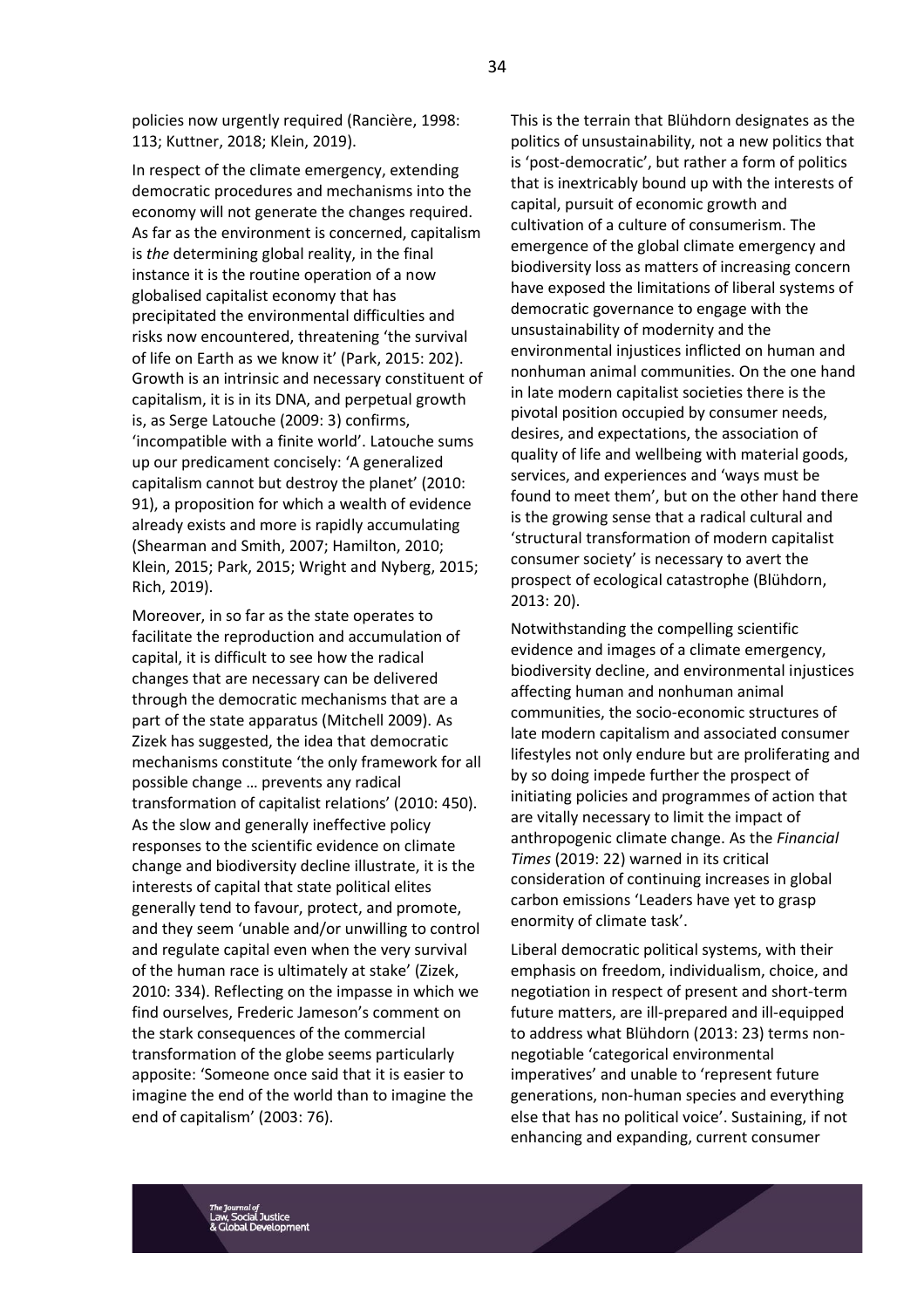policies now urgently required (Rancière, 1998: 113; Kuttner, 2018; Klein, 2019).

In respect of the climate emergency, extending democratic procedures and mechanisms into the economy will not generate the changes required. As far as the environment is concerned, capitalism is *the* determining global reality, in the final instance it is the routine operation of a now globalised capitalist economy that has precipitated the environmental difficulties and risks now encountered, threatening 'the survival of life on Earth as we know it' (Park, 2015: 202). Growth is an intrinsic and necessary constituent of capitalism, it is in its DNA, and perpetual growth is, as Serge Latouche (2009: 3) confirms, 'incompatible with a finite world'. Latouche sums up our predicament concisely: 'A generalized capitalism cannot but destroy the planet' (2010: 91), a proposition for which a wealth of evidence already exists and more is rapidly accumulating (Shearman and Smith, 2007; Hamilton, 2010; Klein, 2015; Park, 2015; Wright and Nyberg, 2015; Rich, 2019).

Moreover, in so far as the state operates to facilitate the reproduction and accumulation of capital, it is difficult to see how the radical changes that are necessary can be delivered through the democratic mechanisms that are a part of the state apparatus (Mitchell 2009). As Zizek has suggested, the idea that democratic mechanisms constitute 'the only framework for all possible change … prevents any radical transformation of capitalist relations' (2010: 450). As the slow and generally ineffective policy responses to the scientific evidence on climate change and biodiversity decline illustrate, it is the interests of capital that state political elites generally tend to favour, protect, and promote, and they seem 'unable and/or unwilling to control and regulate capital even when the very survival of the human race is ultimately at stake' (Zizek, 2010: 334). Reflecting on the impasse in which we find ourselves, Frederic Jameson's comment on the stark consequences of the commercial transformation of the globe seems particularly apposite: 'Someone once said that it is easier to imagine the end of the world than to imagine the end of capitalism' (2003: 76).

This is the terrain that Blühdorn designates as the politics of unsustainability, not a new politics that is 'post-democratic', but rather a form of politics that is inextricably bound up with the interests of capital, pursuit of economic growth and cultivation of a culture of consumerism. The emergence of the global climate emergency and biodiversity loss as matters of increasing concern have exposed the limitations of liberal systems of democratic governance to engage with the unsustainability of modernity and the environmental injustices inflicted on human and nonhuman animal communities. On the one hand in late modern capitalist societies there is the pivotal position occupied by consumer needs, desires, and expectations, the association of quality of life and wellbeing with material goods, services, and experiences and 'ways must be found to meet them', but on the other hand there is the growing sense that a radical cultural and 'structural transformation of modern capitalist consumer society' is necessary to avert the prospect of ecological catastrophe (Blühdorn, 2013: 20).

Notwithstanding the compelling scientific evidence and images of a climate emergency, biodiversity decline, and environmental injustices affecting human and nonhuman animal communities, the socio-economic structures of late modern capitalism and associated consumer lifestyles not only endure but are proliferating and by so doing impede further the prospect of initiating policies and programmes of action that are vitally necessary to limit the impact of anthropogenic climate change. As the *Financial Times* (2019: 22) warned in its critical consideration of continuing increases in global carbon emissions 'Leaders have yet to grasp enormity of climate task'.

Liberal democratic political systems, with their emphasis on freedom, individualism, choice, and negotiation in respect of present and short-term future matters, are ill-prepared and ill-equipped to address what Blühdorn (2013: 23) terms non-negotiable 'categorical environmental imperatives' and unable to 'represent future generations, non-human species and everything else that has no political voice'. Sustaining, if not enhancing and expanding, current consumer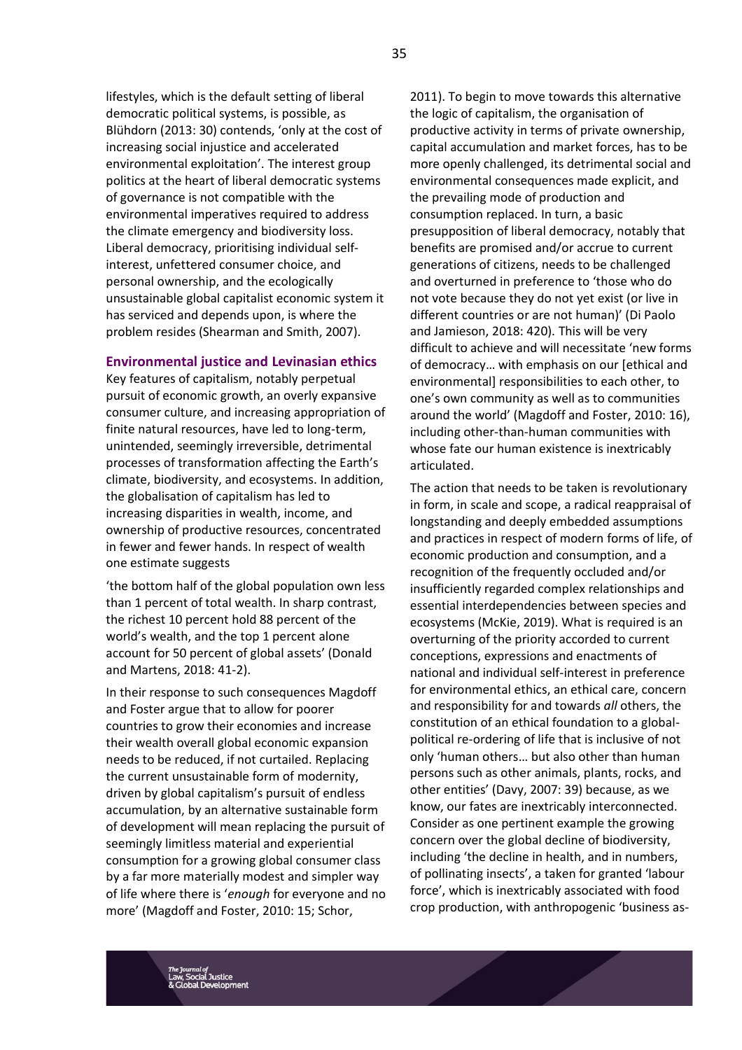lifestyles, which is the default setting of liberal democratic political systems, is possible, as Blühdorn (2013: 30) contends, 'only at the cost of increasing social injustice and accelerated environmental exploitation'. The interest group politics at the heart of liberal democratic systems of governance is not compatible with the environmental imperatives required to address the climate emergency and biodiversity loss. Liberal democracy, prioritising individual self-interest, unfettered consumer choice, and personal ownership, and the ecologically unsustainable global capitalist economic system it has serviced and depends upon, is where the problem resides (Shearman and Smith, 2007).

## Environmental justice and Levinasian ethics

Key features of capitalism, notably perpetual pursuit of economic growth, an overly expansive consumer culture, and increasing appropriation of finite natural resources, have led to long-term, unintended, seemingly irreversible, detrimental processes of transformation affecting the Earth's climate, biodiversity, and ecosystems. In addition, the globalisation of capitalism has led to increasing disparities in wealth, income, and ownership of productive resources, concentrated in fewer and fewer hands. In respect of wealth one estimate suggests

'the bottom half of the global population own less than 1 percent of total wealth. In sharp contrast, the richest 10 percent hold 88 percent of the world's wealth, and the top 1 percent alone account for 50 percent of global assets' (Donald and Martens, 2018: 41-2).

In their response to such consequences Magdoff and Foster argue that to allow for poorer countries to grow their economies and increase their wealth overall global economic expansion needs to be reduced, if not curtailed. Replacing the current unsustainable form of modernity, driven by global capitalism's pursuit of endless accumulation, by an alternative sustainable form of development will mean replacing the pursuit of seemingly limitless material and experiential consumption for a growing global consumer class by a far more materially modest and simpler way of life where there is '*enough* for everyone and no more' (Magdoff and Foster, 2010: 15; Schor, 2011). To begin to move towards this alternative the logic of capitalism, the organisation of productive activity in terms of private ownership, capital accumulation and market forces, has to be more openly challenged, its detrimental social and environmental consequences made explicit, and the prevailing mode of production and consumption replaced. In turn, a basic presupposition of liberal democracy, notably that benefits are promised and/or accrue to current generations of citizens, needs to be challenged and overturned in preference to 'those who do not vote because they do not yet exist (or live in different countries or are not human)' (Di Paolo and Jamieson, 2018: 420). This will be very difficult to achieve and will necessitate 'new forms of democracy… with emphasis on our [ethical and environmental] responsibilities to each other, to one's own community as well as to communities around the world' (Magdoff and Foster, 2010: 16), including other-than-human communities with whose fate our human existence is inextricably articulated.

The action that needs to be taken is revolutionary in form, in scale and scope, a radical reappraisal of longstanding and deeply embedded assumptions and practices in respect of modern forms of life, of economic production and consumption, and a recognition of the frequently occluded and/or insufficiently regarded complex relationships and essential interdependencies between species and ecosystems (McKie, 2019). What is required is an overturning of the priority accorded to current conceptions, expressions and enactments of national and individual self-interest in preference for environmental ethics, an ethical care, concern and responsibility for and towards *all* others, the constitution of an ethical foundation to a global-political re-ordering of life that is inclusive of not only 'human others… but also other than human persons such as other animals, plants, rocks, and other entities' (Davy, 2007: 39) because, as we know, our fates are inextricably interconnected. Consider as one pertinent example the growing concern over the global decline of biodiversity, including 'the decline in health, and in numbers, of pollinating insects', a taken for granted 'labour force', which is inextricably associated with food crop production, with anthropogenic 'business as-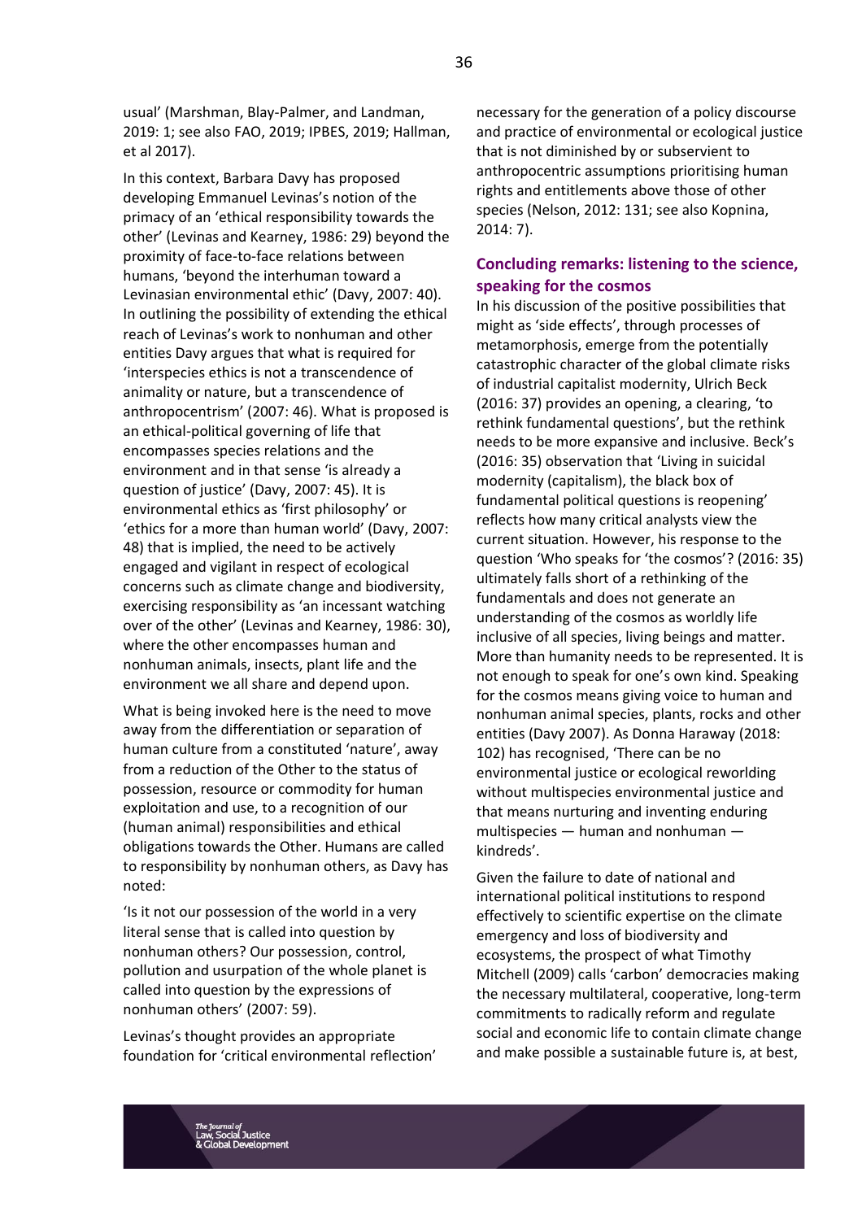usual' (Marshman, Blay-Palmer, and Landman, 2019: 1; see also FAO, 2019; IPBES, 2019; Hallman, et al 2017).

In this context, Barbara Davy has proposed developing Emmanuel Levinas's notion of the primacy of an 'ethical responsibility towards the other' (Levinas and Kearney, 1986: 29) beyond the proximity of face-to-face relations between humans, 'beyond the interhuman toward a Levinasian environmental ethic' (Davy, 2007: 40). In outlining the possibility of extending the ethical reach of Levinas's work to nonhuman and other entities Davy argues that what is required for 'interspecies ethics is not a transcendence of animality or nature, but a transcendence of anthropocentrism' (2007: 46). What is proposed is an ethical-political governing of life that encompasses species relations and the environment and in that sense 'is already a question of justice' (Davy, 2007: 45). It is environmental ethics as 'first philosophy' or 'ethics for a more than human world' (Davy, 2007: 48) that is implied, the need to be actively engaged and vigilant in respect of ecological concerns such as climate change and biodiversity, exercising responsibility as 'an incessant watching over of the other' (Levinas and Kearney, 1986: 30), where the other encompasses human and nonhuman animals, insects, plant life and the environment we all share and depend upon.

What is being invoked here is the need to move away from the differentiation or separation of human culture from a constituted 'nature', away from a reduction of the Other to the status of possession, resource or commodity for human exploitation and use, to a recognition of our (human animal) responsibilities and ethical obligations towards the Other. Humans are called to responsibility by nonhuman others, as Davy has noted:

'Is it not our possession of the world in a very literal sense that is called into question by nonhuman others? Our possession, control, pollution and usurpation of the whole planet is called into question by the expressions of nonhuman others' (2007: 59).

Levinas's thought provides an appropriate foundation for 'critical environmental reflection' necessary for the generation of a policy discourse and practice of environmental or ecological justice that is not diminished by or subservient to anthropocentric assumptions prioritising human rights and entitlements above those of other species (Nelson, 2012: 131; see also Kopnina, 2014: 7).

## Concluding remarks: listening to the science, speaking for the cosmos

In his discussion of the positive possibilities that might as 'side effects', through processes of metamorphosis, emerge from the potentially catastrophic character of the global climate risks of industrial capitalist modernity, Ulrich Beck (2016: 37) provides an opening, a clearing, 'to rethink fundamental questions', but the rethink needs to be more expansive and inclusive. Beck's (2016: 35) observation that 'Living in suicidal modernity (capitalism), the black box of fundamental political questions is reopening' reflects how many critical analysts view the current situation. However, his response to the question 'Who speaks for 'the cosmos'? (2016: 35) ultimately falls short of a rethinking of the fundamentals and does not generate an understanding of the cosmos as worldly life inclusive of all species, living beings and matter. More than humanity needs to be represented. It is not enough to speak for one's own kind. Speaking for the cosmos means giving voice to human and nonhuman animal species, plants, rocks and other entities (Davy 2007). As Donna Haraway (2018: 102) has recognised, 'There can be no environmental justice or ecological reworlding without multispecies environmental justice and that means nurturing and inventing enduring multispecies — human and nonhuman — kindreds'.

Given the failure to date of national and international political institutions to respond effectively to scientific expertise on the climate emergency and loss of biodiversity and ecosystems, the prospect of what Timothy Mitchell (2009) calls 'carbon' democracies making the necessary multilateral, cooperative, long-term commitments to radically reform and regulate social and economic life to contain climate change and make possible a sustainable future is, at best,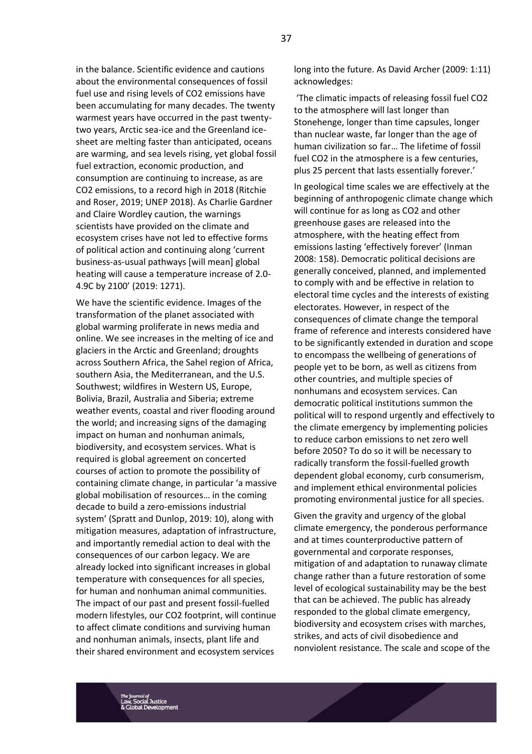in the balance. Scientific evidence and cautions about the environmental consequences of fossil fuel use and rising levels of $CO_2$ emissions have been accumulating for many decades. The twenty warmest years have occurred in the past twenty-two years, Arctic sea-ice and the Greenland ice-sheet are melting faster than anticipated, oceans are warming, and sea levels rising, yet global fossil fuel extraction, economic production, and consumption are continuing to increase, as are $CO_2$ emissions, to a record high in 2018 (Ritchie and Roser, 2019; UNEP 2018). As Charlie Gardner and Claire Wordley caution, the warnings scientists have provided on the climate and ecosystem crises have not led to effective forms of political action and continuing along 'current business-as-usual pathways [will mean] global heating will cause a temperature increase of 2.0-4.9C by 2100' (2019: 1271).

We have the scientific evidence. Images of the transformation of the planet associated with global warming proliferate in news media and online. We see increases in the melting of ice and glaciers in the Arctic and Greenland; droughts across Southern Africa, the Sahel region of Africa, southern Asia, the Mediterranean, and the U.S. Southwest; wildfires in Western US, Europe, Bolivia, Brazil, Australia and Siberia; extreme weather events, coastal and river flooding around the world; and increasing signs of the damaging impact on human and nonhuman animals, biodiversity, and ecosystem services. What is required is global agreement on concerted courses of action to promote the possibility of containing climate change, in particular 'a massive global mobilisation of resources… in the coming decade to build a zero-emissions industrial system' (Spratt and Dunlop, 2019: 10), along with mitigation measures, adaptation of infrastructure, and importantly remedial action to deal with the consequences of our carbon legacy. We are already locked into significant increases in global temperature with consequences for all species, for human and nonhuman animal communities. The impact of our past and present fossil-fuelled modern lifestyles, our $CO_2$ footprint, will continue to affect climate conditions and surviving human and nonhuman animals, insects, plant life and their shared environment and ecosystem services long into the future. As David Archer (2009: 1:11) acknowledges:

'The climatic impacts of releasing fossil fuel $CO_2$ to the atmosphere will last longer than Stonehenge, longer than time capsules, longer than nuclear waste, far longer than the age of human civilization so far… The lifetime of fossil fuel $CO_2$ in the atmosphere is a few centuries, plus 25 percent that lasts essentially forever.'

In geological time scales we are effectively at the beginning of anthropogenic climate change which will continue for as long as $CO_2$ and other greenhouse gases are released into the atmosphere, with the heating effect from emissions lasting 'effectively forever' (Inman 2008: 158). Democratic political decisions are generally conceived, planned, and implemented to comply with and be effective in relation to electoral time cycles and the interests of existing electorates. However, in respect of the consequences of climate change the temporal frame of reference and interests considered have to be significantly extended in duration and scope to encompass the wellbeing of generations of people yet to be born, as well as citizens from other countries, and multiple species of nonhumans and ecosystem services. Can democratic political institutions summon the political will to respond urgently and effectively to the climate emergency by implementing policies to reduce carbon emissions to net zero well before 2050? To do so it will be necessary to radically transform the fossil-fuelled growth dependent global economy, curb consumerism, and implement ethical environmental policies promoting environmental justice for all species.

Given the gravity and urgency of the global climate emergency, the ponderous performance and at times counterproductive pattern of governmental and corporate responses, mitigation of and adaptation to runaway climate change rather than a future restoration of some level of ecological sustainability may be the best that can be achieved. The public has already responded to the global climate emergency, biodiversity and ecosystem crises with marches, strikes, and acts of civil disobedience and nonviolent resistance. The scale and scope of the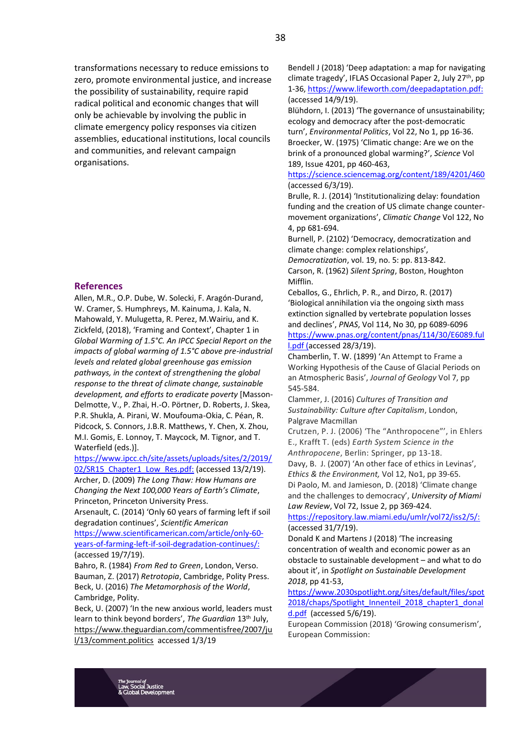transformations necessary to reduce emissions to zero, promote environmental justice, and increase the possibility of sustainability, require rapid radical political and economic changes that will only be achievable by involving the public in climate emergency policy responses via citizen assemblies, educational institutions, local councils and communities, and relevant campaign organisations.

## References

Allen, M.R., O.P. Dube, W. Solecki, F. Aragón-Durand, W. Cramer, S. Humphreys, M. Kainuma, J. Kala, N. Mahowald, Y. Mulugetta, R. Perez, M.Wairiu, and K. Zickfeld, (2018), 'Framing and Context', Chapter 1 in *Global Warming of 1.5°C. An IPCC Special Report on the impacts of global warming of 1.5°C above pre-industrial levels and related global greenhouse gas emission pathways, in the context of strengthening the global response to the threat of climate change, sustainable development, and efforts to eradicate poverty* [Masson-Delmotte, V., P. Zhai, H.-O. Pörtner, D. Roberts, J. Skea, P.R. Shukla, A. Pirani, W. Moufouma-Okia, C. Péan, R. Pidcock, S. Connors, J.B.R. Matthews, Y. Chen, X. Zhou, M.I. Gomis, E. Lonnoy, T. Maycock, M. Tignor, and T. Waterfield (eds.)]. https://www.ipcc.ch/site/assets/uploads/sites/2/2019/02/SR15_Chapter1_Low_Res.pdf: (accessed 13/2/19).

Archer, D. (2009) *The Long Thaw: How Humans are Changing the Next 100,000 Years of Earth's Climate*, Princeton, Princeton University Press.

Arsenault, C. (2014) 'Only 60 years of farming left if soil degradation continues', *Scientific American* https://www.scientificamerican.com/article/only-60-years-of-farming-left-if-soil-degradation-continues/: (accessed 19/7/19).

Bahro, R. (1984) *From Red to Green*, London, Verso.

Bauman, Z. (2017) *Retrotopia*, Cambridge, Polity Press.

Beck, U. (2016) *The Metamorphosis of the World*, Cambridge, Polity.

Beck, U. (2007) 'In the new anxious world, leaders must learn to think beyond borders', *The Guardian* 13th July, https://www.theguardian.com/commentisfree/2007/jul/13/comment.politics accessed 1/3/19

Bendell J (2018) 'Deep adaptation: a map for navigating climate tragedy', IFLAS Occasional Paper 2, July 27th, pp 1-36, https://www.lifeworth.com/deepadaptation.pdf: (accessed 14/9/19).

Blühdorn, I. (2013) 'The governance of unsustainability; ecology and democracy after the post-democratic turn', *Environmental Politics*, Vol 22, No 1, pp 16-36.

Broecker, W. (1975) 'Climatic change: Are we on the brink of a pronounced global warming?', *Science* Vol 189, Issue 4201, pp 460-463, https://science.sciencemag.org/content/189/4201/460 (accessed 6/3/19).

Brulle, R. J. (2014) 'Institutionalizing delay: foundation funding and the creation of US climate change counter-movement organizations', *Climatic Change* Vol 122, No 4, pp 681-694.

Burnell, P. (2102) 'Democracy, democratization and climate change: complex relationships', *Democratization*, vol. 19, no. 5: pp. 813-842.

Carson, R. (1962) *Silent Spring*, Boston, Houghton Mifflin.

Ceballos, G., Ehrlich, P. R., and Dirzo, R. (2017) 'Biological annihilation via the ongoing sixth mass extinction signalled by vertebrate population losses and declines', *PNAS*, Vol 114, No 30, pp 6089-6096 https://www.pnas.org/content/pnas/114/30/E6089.full.pdf (accessed 28/3/19).

Chamberlin, T. W. (1899) 'An Attempt to Frame a Working Hypothesis of the Cause of Glacial Periods on an Atmospheric Basis', *Journal of Geology* Vol 7, pp 545-584.

Clammer, J. (2016) *Cultures of Transition and Sustainability: Culture after Capitalism*, London, Palgrave Macmillan

Crutzen, P. J. (2006) 'The "Anthropocene"', in Ehlers E., Krafft T. (eds) *Earth System Science in the Anthropocene*, Berlin: Springer, pp 13-18.

Davy, B. J. (2007) 'An other face of ethics in Levinas', *Ethics & the Environment,* Vol 12, No1, pp 39-65.

Di Paolo, M. and Jamieson, D. (2018) 'Climate change and the challenges to democracy', *University of Miami Law Review*, Vol 72, Issue 2, pp 369-424. https://repository.law.miami.edu/umlr/vol72/iss2/5/: (accessed 31/7/19).

Donald K and Martens J (2018) 'The increasing concentration of wealth and economic power as an obstacle to sustainable development – and what to do about it', in *Spotlight on Sustainable Development 2018*, pp 41-53, https://www.2030spotlight.org/sites/default/files/spot2018/chaps/Spotlight_Innenteil_2018_chapter1_donald.pdf (accessed 5/6/19).

European Commission (2018) 'Growing consumerism', European Commission: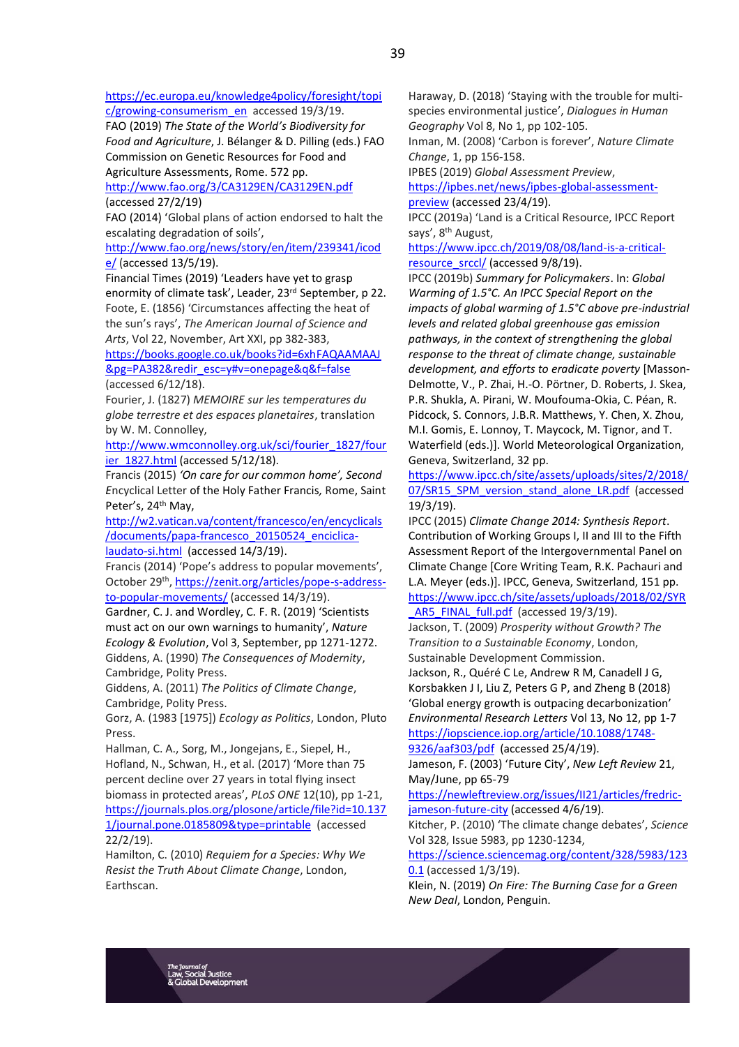https://ec.europa.eu/knowledge4policy/foresight/topic/growing-consumerism_en accessed 19/3/19.

FAO (2019) *The State of the World's Biodiversity for Food and Agriculture*, J. Bélanger & D. Pilling (eds.) FAO Commission on Genetic Resources for Food and Agriculture Assessments, Rome. 572 pp. http://www.fao.org/3/CA3129EN/CA3129EN.pdf (accessed 27/2/19)

FAO (2014) 'Global plans of action endorsed to halt the escalating degradation of soils', http://www.fao.org/news/story/en/item/239341/icode/ (accessed 13/5/19).

Financial Times (2019) 'Leaders have yet to grasp enormity of climate task', Leader, 23rd September, p 22.

Foote, E. (1856) 'Circumstances affecting the heat of the sun's rays', *The American Journal of Science and Arts*, Vol 22, November, Art XXI, pp 382-383, https://books.google.co.uk/books?id=6xhFAQAAMAAJ&pg=PA382&redir_esc=y#v=onepage&q&f=false (accessed 6/12/18).

Fourier, J. (1827) *MEMOIRE sur les temperatures du globe terrestre et des espaces planetaires*, translation by W. M. Connolley, http://www.wmconnolley.org.uk/sci/fourier_1827/fourier_1827.html (accessed 5/12/18).

Francis (2015) *'On care for our common home', Second Encyclical Letter* of the Holy Father Francis*,* Rome, Saint Peter's, 24th May, http://w2.vatican.va/content/francesco/en/encyclicals/documents/papa-francesco_20150524_enciclica-laudato-si.html (accessed 14/3/19).

Francis (2014) 'Pope's address to popular movements', October 29th, https://zenit.org/articles/pope-s-address-to-popular-movements/ (accessed 14/3/19).

Gardner, C. J. and Wordley, C. F. R. (2019) 'Scientists must act on our own warnings to humanity', *Nature Ecology & Evolution*, Vol 3, September, pp 1271-1272.

Giddens, A. (1990) *The Consequences of Modernity*, Cambridge, Polity Press.

Giddens, A. (2011) *The Politics of Climate Change*, Cambridge, Polity Press.

Gorz, A. (1983 [1975]) *Ecology as Politics*, London, Pluto Press.

Hallman, C. A., Sorg, M., Jongejans, E., Siepel, H., Hofland, N., Schwan, H., et al. (2017) 'More than 75 percent decline over 27 years in total flying insect biomass in protected areas', *PLoS ONE* 12(10), pp 1-21, https://journals.plos.org/plosone/article/file?id=10.1371/journal.pone.0185809&type=printable (accessed 22/2/19).

Hamilton, C. (2010) *Requiem for a Species: Why We Resist the Truth About Climate Change*, London, Earthscan.

Haraway, D. (2018) 'Staying with the trouble for multi-species environmental justice', *Dialogues in Human Geography* Vol 8, No 1, pp 102-105.

Inman, M. (2008) 'Carbon is forever', *Nature Climate Change*, 1, pp 156-158.

IPBES (2019) *Global Assessment Preview*, https://ipbes.net/news/ipbes-global-assessment-preview (accessed 23/4/19).

IPCC (2019a) 'Land is a Critical Resource, IPCC Report says', 8th August, https://www.ipcc.ch/2019/08/08/land-is-a-critical-resource_srccl/ (accessed 9/8/19).

IPCC (2019b) *Summary for Policymakers*. In: *Global Warming of 1.5°C. An IPCC Special Report on the impacts of global warming of 1.5°C above pre-industrial levels and related global greenhouse gas emission pathways, in the context of strengthening the global response to the threat of climate change, sustainable development, and efforts to eradicate poverty* [Masson-Delmotte, V., P. Zhai, H.-O. Pörtner, D. Roberts, J. Skea, P.R. Shukla, A. Pirani, W. Moufouma-Okia, C. Péan, R. Pidcock, S. Connors, J.B.R. Matthews, Y. Chen, X. Zhou, M.I. Gomis, E. Lonnoy, T. Maycock, M. Tignor, and T. Waterfield (eds.)]. World Meteorological Organization, Geneva, Switzerland, 32 pp. https://www.ipcc.ch/site/assets/uploads/sites/2/2018/07/SR15_SPM_version_stand_alone_LR.pdf (accessed 19/3/19).

IPCC (2015) *Climate Change 2014: Synthesis Report*. Contribution of Working Groups I, II and III to the Fifth Assessment Report of the Intergovernmental Panel on Climate Change [Core Writing Team, R.K. Pachauri and L.A. Meyer (eds.)]. IPCC, Geneva, Switzerland, 151 pp. https://www.ipcc.ch/site/assets/uploads/2018/02/SYR_AR5_FINAL_full.pdf (accessed 19/3/19).

Jackson, T. (2009) *Prosperity without Growth? The Transition to a Sustainable Economy*, London, Sustainable Development Commission.

Jackson, R., Quéré C Le, Andrew R M, Canadell J G, Korsbakken J I, Liu Z, Peters G P, and Zheng B (2018) 'Global energy growth is outpacing decarbonization' *Environmental Research Letters* Vol 13, No 12, pp 1-7 https://iopscience.iop.org/article/10.1088/1748-9326/aaf303/pdf (accessed 25/4/19).

Jameson, F. (2003) 'Future City', *New Left Review* 21, May/June, pp 65-79 https://newleftreview.org/issues/II21/articles/fredric-jameson-future-city (accessed 4/6/19).

Kitcher, P. (2010) 'The climate change debates', *Science* Vol 328, Issue 5983, pp 1230-1234, https://science.sciencemag.org/content/328/5983/1230.1 (accessed 1/3/19).

Klein, N. (2019) *On Fire: The Burning Case for a Green New Deal*, London, Penguin.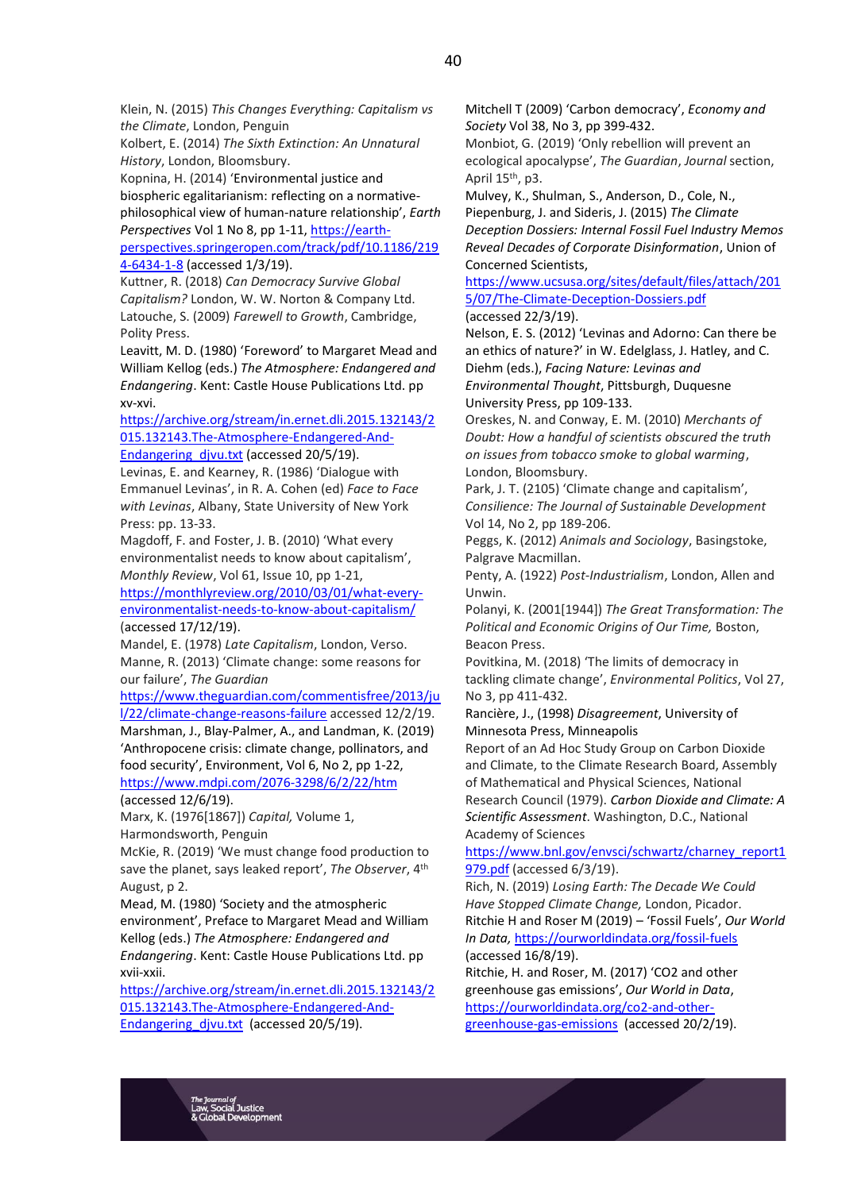Klein, N. (2015) *This Changes Everything: Capitalism vs the Climate*, London, Penguin

Kolbert, E. (2014) *The Sixth Extinction: An Unnatural History*, London, Bloomsbury.

Kopnina, H. (2014) 'Environmental justice and biospheric egalitarianism: reflecting on a normative-philosophical view of human-nature relationship', *Earth Perspectives* Vol 1 No 8, pp 1-11, https://earth-perspectives.springeropen.com/track/pdf/10.1186/2194-6434-1-8 (accessed 1/3/19).

Kuttner, R. (2018) *Can Democracy Survive Global Capitalism?* London, W. W. Norton & Company Ltd.

Latouche, S. (2009) *Farewell to Growth*, Cambridge, Polity Press.

Leavitt, M. D. (1980) 'Foreword' to Margaret Mead and William Kellog (eds.) *The Atmosphere: Endangered and Endangering*. Kent: Castle House Publications Ltd. pp xv-xvi. https://archive.org/stream/in.ernet.dli.2015.132143/2015.132143.The-Atmosphere-Endangered-And-Endangering_djvu.txt (accessed 20/5/19).

Levinas, E. and Kearney, R. (1986) 'Dialogue with Emmanuel Levinas', in R. A. Cohen (ed) *Face to Face with Levinas*, Albany, State University of New York Press: pp. 13-33.

Magdoff, F. and Foster, J. B. (2010) 'What every environmentalist needs to know about capitalism', *Monthly Review*, Vol 61, Issue 10, pp 1-21, https://monthlyreview.org/2010/03/01/what-every-environmentalist-needs-to-know-about-capitalism/ (accessed 17/12/19).

Mandel, E. (1978) *Late Capitalism*, London, Verso.

Manne, R. (2013) 'Climate change: some reasons for our failure', *The Guardian* https://www.theguardian.com/commentisfree/2013/jul/22/climate-change-reasons-failure accessed 12/2/19.

Marshman, J., Blay-Palmer, A., and Landman, K. (2019) 'Anthropocene crisis: climate change, pollinators, and food security', Environment, Vol 6, No 2, pp 1-22, https://www.mdpi.com/2076-3298/6/2/22/htm (accessed 12/6/19).

Marx, K. (1976[1867]) *Capital,* Volume 1, Harmondsworth, Penguin

McKie, R. (2019) 'We must change food production to save the planet, says leaked report', *The Observer*, 4th August, p 2.

Mead, M. (1980) 'Society and the atmospheric environment', Preface to Margaret Mead and William Kellog (eds.) *The Atmosphere: Endangered and Endangering*. Kent: Castle House Publications Ltd. pp xvii-xxii. https://archive.org/stream/in.ernet.dli.2015.132143/2015.132143.The-Atmosphere-Endangered-And-Endangering_djvu.txt (accessed 20/5/19).

Mitchell T (2009) 'Carbon democracy', *Economy and Society* Vol 38, No 3, pp 399-432.

Monbiot, G. (2019) 'Only rebellion will prevent an ecological apocalypse', *The Guardian*, *Journal* section, April 15th, p3.

Mulvey, K., Shulman, S., Anderson, D., Cole, N., Piepenburg, J. and Sideris, J. (2015) *The Climate Deception Dossiers: Internal Fossil Fuel Industry Memos Reveal Decades of Corporate Disinformation*, Union of Concerned Scientists, https://www.ucsusa.org/sites/default/files/attach/2015/07/The-Climate-Deception-Dossiers.pdf (accessed 22/3/19).

Nelson, E. S. (2012) 'Levinas and Adorno: Can there be an ethics of nature?' in W. Edelglass, J. Hatley, and C. Diehm (eds.), *Facing Nature: Levinas and Environmental Thought*, Pittsburgh, Duquesne University Press, pp 109-133.

Oreskes, N. and Conway, E. M. (2010) *Merchants of Doubt: How a handful of scientists obscured the truth on issues from tobacco smoke to global warming*, London, Bloomsbury.

Park, J. T. (2105) 'Climate change and capitalism', *Consilience: The Journal of Sustainable Development* Vol 14, No 2, pp 189-206.

Peggs, K. (2012) *Animals and Sociology*, Basingstoke, Palgrave Macmillan.

Penty, A. (1922) *Post-Industrialism*, London, Allen and Unwin.

Polanyi, K. (2001[1944]) *The Great Transformation: The Political and Economic Origins of Our Time,* Boston, Beacon Press.

Povitkina, M. (2018) 'The limits of democracy in tackling climate change', *Environmental Politics*, Vol 27, No 3, pp 411-432.

Rancière, J., (1998) *Disagreement*, University of Minnesota Press, Minneapolis

Report of an Ad Hoc Study Group on Carbon Dioxide and Climate, to the Climate Research Board, Assembly of Mathematical and Physical Sciences, National Research Council (1979). *Carbon Dioxide and Climate: A Scientific Assessment*. Washington, D.C., National Academy of Sciences https://www.bnl.gov/envsci/schwartz/charney_report1979.pdf (accessed 6/3/19).

Rich, N. (2019) *Losing Earth: The Decade We Could Have Stopped Climate Change,* London, Picador.

Ritchie H and Roser M (2019) – 'Fossil Fuels', *Our World In Data,* https://ourworldindata.org/fossil-fuels (accessed 16/8/19).

Ritchie, H. and Roser, M. (2017) 'CO2 and other greenhouse gas emissions', *Our World in Data*, https://ourworldindata.org/co2-and-other-greenhouse-gas-emissions (accessed 20/2/19).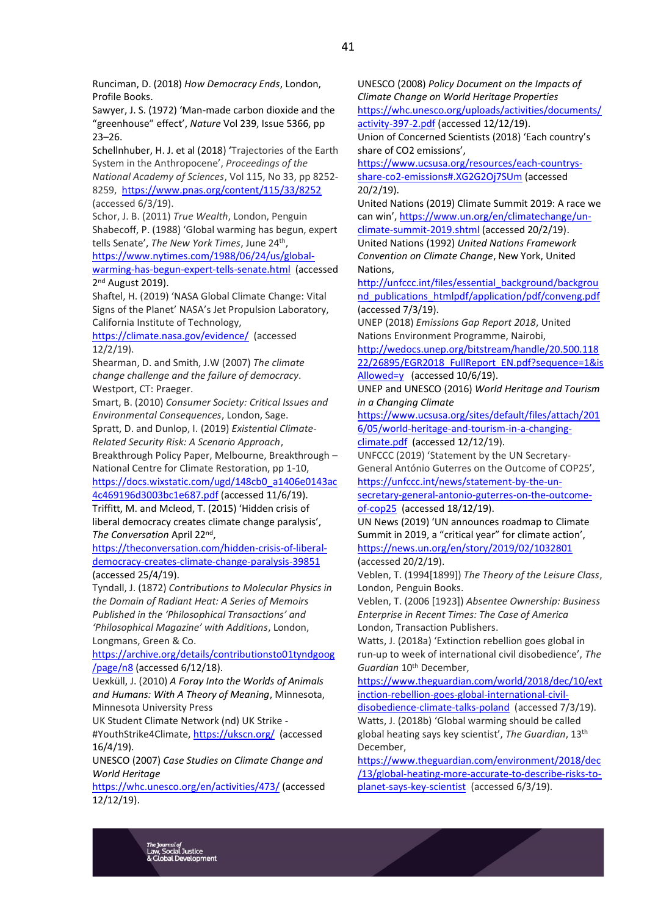Runciman, D. (2018) *How Democracy Ends*, London, Profile Books.

Sawyer, J. S. (1972) 'Man-made carbon dioxide and the "greenhouse" effect', *Nature* Vol 239, Issue 5366, pp 23–26.

Schellnhuber, H. J. et al (2018) 'Trajectories of the Earth System in the Anthropocene', *Proceedings of the National Academy of Sciences*, Vol 115, No 33, pp 8252-8259, https://www.pnas.org/content/115/33/8252 (accessed 6/3/19).

Schor, J. B. (2011) *True Wealth*, London, Penguin

Shabecoff, P. (1988) 'Global warming has begun, expert tells Senate', *The New York Times*, June 24th, https://www.nytimes.com/1988/06/24/us/global-warming-has-begun-expert-tells-senate.html (accessed 2nd August 2019).

Shaftel, H. (2019) 'NASA Global Climate Change: Vital Signs of the Planet' NASA's Jet Propulsion Laboratory, California Institute of Technology, https://climate.nasa.gov/evidence/ (accessed 12/2/19).

Shearman, D. and Smith, J.W (2007) *The climate change challenge and the failure of democracy*. Westport, CT: Praeger.

Smart, B. (2010) *Consumer Society: Critical Issues and Environmental Consequences*, London, Sage.

Spratt, D. and Dunlop, I. (2019) *Existential Climate-Related Security Risk: A Scenario Approach*, Breakthrough Policy Paper, Melbourne, Breakthrough – National Centre for Climate Restoration, pp 1-10, https://docs.wixstatic.com/ugd/148cb0_a1406e0143ac4c469196d3003bc1e687.pdf (accessed 11/6/19).

Triffitt, M. and Mcleod, T. (2015) 'Hidden crisis of liberal democracy creates climate change paralysis', *The Conversation* April 22nd, https://theconversation.com/hidden-crisis-of-liberal-democracy-creates-climate-change-paralysis-39851 (accessed 25/4/19).

Tyndall, J. (1872) *Contributions to Molecular Physics in the Domain of Radiant Heat: A Series of Memoirs Published in the 'Philosophical Transactions' and 'Philosophical Magazine' with Additions*, London, Longmans, Green & Co. https://archive.org/details/contributionsto01tyndgoog/page/n8 (accessed 6/12/18).

Uexküll, J. (2010) *A Foray Into the Worlds of Animals and Humans: With A Theory of Meaning*, Minnesota, Minnesota University Press

UK Student Climate Network (nd) UK Strike - #YouthStrike4Climate, https://ukscn.org/ (accessed 16/4/19).

UNESCO (2007) *Case Studies on Climate Change and World Heritage* https://whc.unesco.org/en/activities/473/ (accessed 12/12/19).

UNESCO (2008) *Policy Document on the Impacts of Climate Change on World Heritage Properties* https://whc.unesco.org/uploads/activities/documents/activity-397-2.pdf (accessed 12/12/19).

Union of Concerned Scientists (2018) 'Each country's share of CO2 emissions', https://www.ucsusa.org/resources/each-countrys-share-co2-emissions#.XG2G2Oj7SUm (accessed 20/2/19).

United Nations (2019) Climate Summit 2019: A race we can win', https://www.un.org/en/climatechange/un-climate-summit-2019.shtml (accessed 20/2/19).

United Nations (1992) *United Nations Framework Convention on Climate Change*, New York, United Nations, http://unfccc.int/files/essential_background/background_publications_htmlpdf/application/pdf/conveng.pdf (accessed 7/3/19).

UNEP (2018) *Emissions Gap Report 2018*, United Nations Environment Programme, Nairobi, http://wedocs.unep.org/bitstream/handle/20.500.11822/26895/EGR2018_FullReport_EN.pdf?sequence=1&isAllowed=y (accessed 10/6/19).

UNEP and UNESCO (2016) *World Heritage and Tourism in a Changing Climate* https://www.ucsusa.org/sites/default/files/attach/2016/05/world-heritage-and-tourism-in-a-changing-climate.pdf (accessed 12/12/19).

UNFCCC (2019) 'Statement by the UN Secretary-General António Guterres on the Outcome of COP25', https://unfccc.int/news/statement-by-the-un-secretary-general-antonio-guterres-on-the-outcome-of-cop25 (accessed 18/12/19).

UN News (2019) 'UN announces roadmap to Climate Summit in 2019, a "critical year" for climate action', https://news.un.org/en/story/2019/02/1032801 (accessed 20/2/19).

Veblen, T. (1994[1899]) *The Theory of the Leisure Class*, London, Penguin Books.

Veblen, T. (2006 [1923]) *Absentee Ownership: Business Enterprise in Recent Times: The Case of America* London, Transaction Publishers.

Watts, J. (2018a) 'Extinction rebellion goes global in run-up to week of international civil disobedience', *The Guardian* 10th December, https://www.theguardian.com/world/2018/dec/10/extinction-rebellion-goes-global-international-civil-disobedience-climate-talks-poland (accessed 7/3/19).

Watts, J. (2018b) 'Global warming should be called global heating says key scientist', *The Guardian*, 13th December, https://www.theguardian.com/environment/2018/dec/13/global-heating-more-accurate-to-describe-risks-to-planet-says-key-scientist (accessed 6/3/19).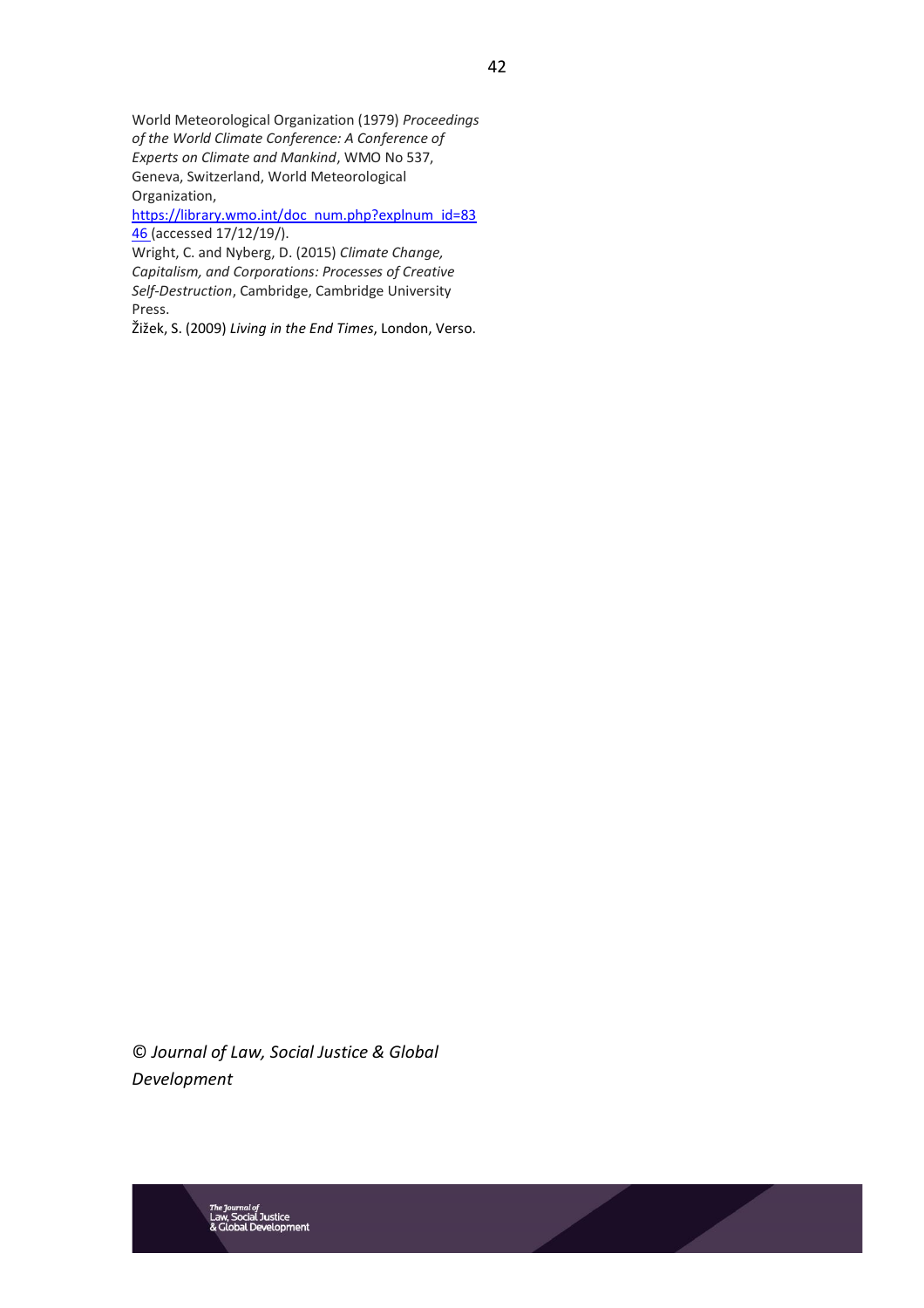World Meteorological Organization (1979) *Proceedings of the World Climate Conference: A Conference of Experts on Climate and Mankind*, WMO No 537, Geneva, Switzerland, World Meteorological Organization, https://library.wmo.int/doc_num.php?explnum_id=8346 (accessed 17/12/19/).

Wright, C. and Nyberg, D. (2015) *Climate Change, Capitalism, and Corporations: Processes of Creative Self-Destruction*, Cambridge, Cambridge University Press.

Žižek, S. (2009) *Living in the End Times*, London, Verso.

© *Journal of Law, Social Justice & Global Development*